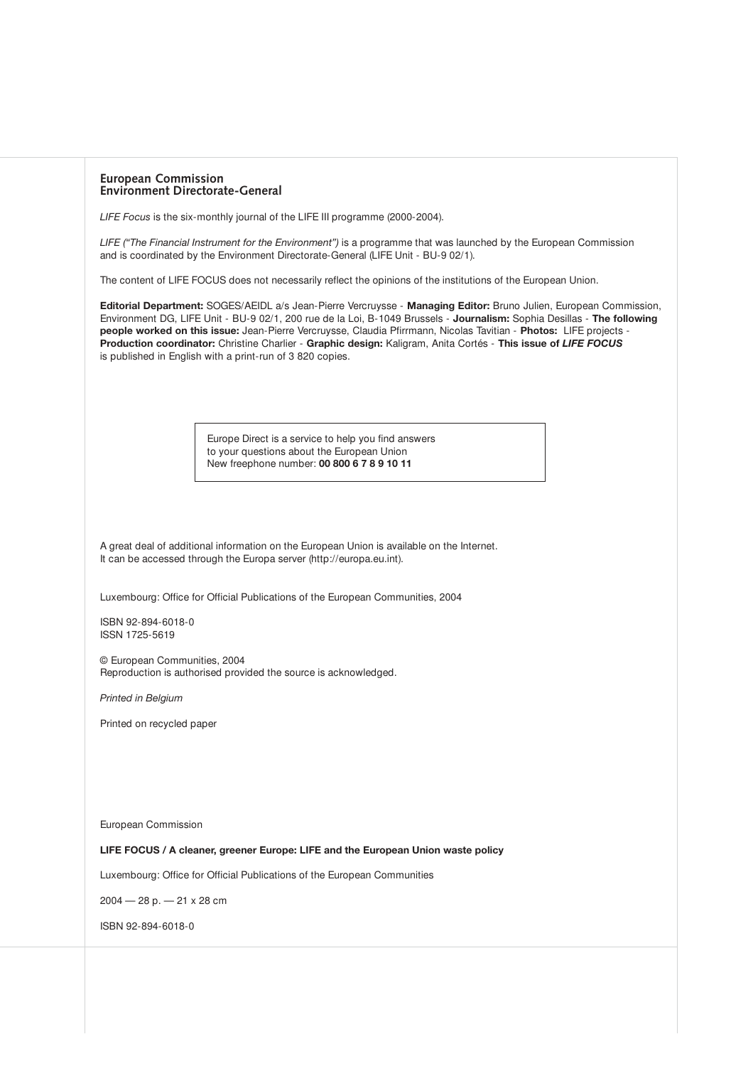## European Commission
## Environment Directorate-General

*LIFE Focus* is the six-monthly journal of the LIFE III programme (2000-2004).

*LIFE ("The Financial Instrument for the Environment")* is a programme that was launched by the European Commission and is coordinated by the Environment Directorate-General (LIFE Unit - BU-9 02/1).

The content of LIFE FOCUS does not necessarily reflect the opinions of the institutions of the European Union.

**Editorial Department:** SOGES/AEIDL a/s Jean-Pierre Vercruysse - **Managing Editor:** Bruno Julien, European Commission, Environment DG, LIFE Unit - BU-9 02/1, 200 rue de la Loi, B-1049 Brussels - **Journalism:** Sophia Desillas - **The following people worked on this issue:** Jean-Pierre Vercruysse, Claudia Pfirrmann, Nicolas Tavitian - **Photos:** LIFE projects - **Production coordinator:** Christine Charlier - **Graphic design:** Kaligram, Anita Cortés - **This issue of *LIFE FOCUS*** is published in English with a print-run of 3 820 copies.

Europe Direct is a service to help you find answers to your questions about the European Union
New freephone number: **00 800 6 7 8 9 10 11**

A great deal of additional information on the European Union is available on the Internet. It can be accessed through the Europa server (http://europa.eu.int).

Luxembourg: Office for Official Publications of the European Communities, 2004

ISBN 92-894-6018-0
ISSN 1725-5619

© European Communities, 2004
Reproduction is authorised provided the source is acknowledged.

*Printed in Belgium*

Printed on recycled paper

European Commission

**LIFE FOCUS / A cleaner, greener Europe: LIFE and the European Union waste policy**

Luxembourg: Office for Official Publications of the European Communities

2004 — 28 p. — 21 x 28 cm

ISBN 92-894-6018-0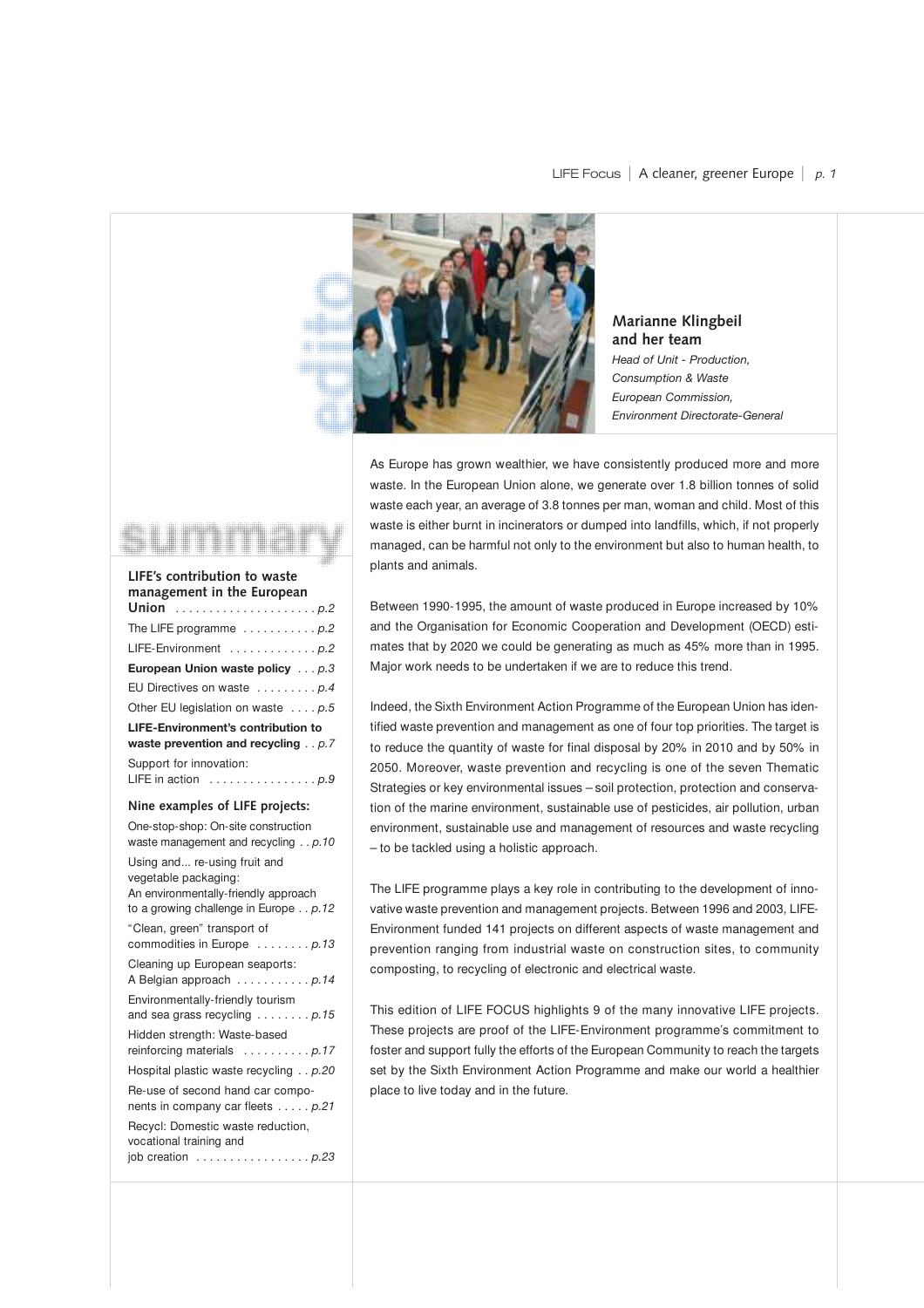# editio

**Marianne Klingbeil and her team**

*Head of Unit - Production, Consumption & Waste*
*European Commission, Environment Directorate-General*

As Europe has grown wealthier, we have consistently produced more and more waste. In the European Union alone, we generate over 1.8 billion tonnes of solid waste each year, an average of 3.8 tonnes per man, woman and child. Most of this waste is either burnt in incinerators or dumped into landfills, which, if not properly managed, can be harmful not only to the environment but also to human health, to plants and animals.

Between 1990-1995, the amount of waste produced in Europe increased by 10% and the Organisation for Economic Cooperation and Development (OECD) estimates that by 2020 we could be generating as much as 45% more than in 1995. Major work needs to be undertaken if we are to reduce this trend.

Indeed, the Sixth Environment Action Programme of the European Union has identified waste prevention and management as one of four top priorities. The target is to reduce the quantity of waste for final disposal by 20% in 2010 and by 50% in 2050. Moreover, waste prevention and recycling is one of the seven Thematic Strategies or key environmental issues – soil protection, protection and conservation of the marine environment, sustainable use of pesticides, air pollution, urban environment, sustainable use and management of resources and waste recycling – to be tackled using a holistic approach.

The LIFE programme plays a key role in contributing to the development of innovative waste prevention and management projects. Between 1996 and 2003, LIFE-Environment funded 141 projects on different aspects of waste management and prevention ranging from industrial waste on construction sites, to community composting, to recycling of electronic and electrical waste.

This edition of LIFE FOCUS highlights 9 of the many innovative LIFE projects. These projects are proof of the LIFE-Environment programme's commitment to foster and support fully the efforts of the European Community to reach the targets set by the Sixth Environment Action Programme and make our world a healthier place to live today and in the future.

# summary

**LIFE's contribution to waste management in the European Union** . . . . . . . . . . *p.2*

The LIFE programme . . . . . . . . . . *p.2*

LIFE-Environment . . . . . . . . . . *p.2*

**European Union waste policy** . . . *p.3*

EU Directives on waste . . . . . . . . . *p.4*

Other EU legislation on waste . . . . *p.5*

**LIFE-Environment's contribution to waste prevention and recycling** . . *p.7*

Support for innovation: LIFE in action . . . . . . . . . . *p.9*

**Nine examples of LIFE projects:**

One-stop-shop: On-site construction waste management and recycling . . *p.10*

Using and... re-using fruit and vegetable packaging: An environmentally-friendly approach to a growing challenge in Europe . . *p.12*

"Clean, green" transport of commodities in Europe . . . . . . . . *p.13*

Cleaning up European seaports: A Belgian approach . . . . . . . . . . *p.14*

Environmentally-friendly tourism and sea grass recycling . . . . . . . . *p.15*

Hidden strength: Waste-based reinforcing materials . . . . . . . . . . *p.17*

Hospital plastic waste recycling . . *p.20*

Re-use of second hand car components in company car fleets . . . . . *p.21*

Recycl: Domestic waste reduction, vocational training and job creation . . . . . . . . . . *p.23*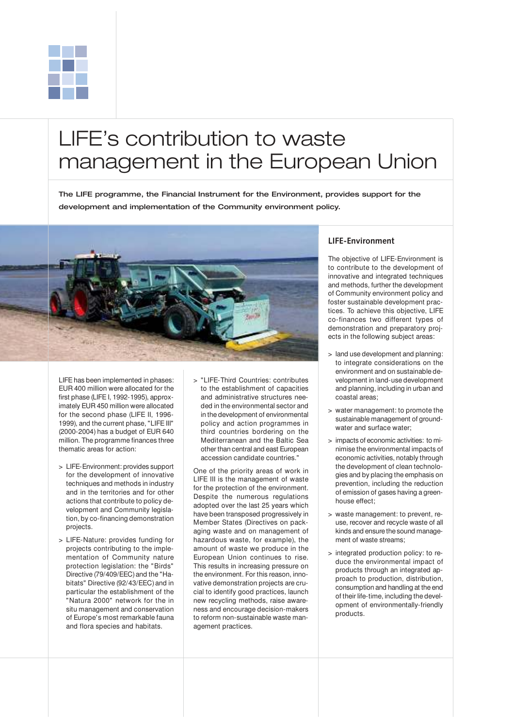# LIFE's contribution to waste management in the European Union

**The LIFE programme, the Financial Instrument for the Environment, provides support for the development and implementation of the Community environment policy.**

LIFE has been implemented in phases: EUR 400 million were allocated for the first phase (LIFE I, 1992-1995), approximately EUR 450 million were allocated for the second phase (LIFE II, 1996-1999), and the current phase, "LIFE III" (2000-2004) has a budget of EUR 640 million. The programme finances three thematic areas for action:

- LIFE-Environment: provides support for the development of innovative techniques and methods in industry and in the territories and for other actions that contribute to policy development and Community legislation, by co-financing demonstration projects.
- LIFE-Nature: provides funding for projects contributing to the implementation of Community nature protection legislation: the "Birds" Directive (79/409/EEC) and the "Habitats" Directive (92/43/EEC) and in particular the establishment of the "Natura 2000" network for the in situ management and conservation of Europe's most remarkable fauna and flora species and habitats.
- "LIFE-Third Countries: contributes to the establishment of capacities and administrative structures needed in the environmental sector and in the development of environmental policy and action programmes in third countries bordering on the Mediterranean and the Baltic Sea other than central and east European accession candidate countries."

One of the priority areas of work in LIFE III is the management of waste for the protection of the environment. Despite the numerous regulations adopted over the last 25 years which have been transposed progressively in Member States (Directives on packaging waste and on management of hazardous waste, for example), the amount of waste we produce in the European Union continues to rise. This results in increasing pressure on the environment. For this reason, innovative demonstration projects are crucial to identify good practices, launch new recycling methods, raise awareness and encourage decision-makers to reform non-sustainable waste management practices.

## LIFE-Environment

The objective of LIFE-Environment is to contribute to the development of innovative and integrated techniques and methods, further the development of Community environment policy and foster sustainable development practices. To achieve this objective, LIFE co-finances two different types of demonstration and preparatory projects in the following subject areas:

- land use development and planning: to integrate considerations on the environment and on sustainable development in land-use development and planning, including in urban and coastal areas;
- water management: to promote the sustainable management of groundwater and surface water;
- impacts of economic activities: to minimise the environmental impacts of economic activities, notably through the development of clean technologies and by placing the emphasis on prevention, including the reduction of emission of gases having a greenhouse effect;
- waste management: to prevent, reuse, recover and recycle waste of all kinds and ensure the sound management of waste streams;
- integrated production policy: to reduce the environmental impact of products through an integrated approach to production, distribution, consumption and handling at the end of their life-time, including the development of environmentally-friendly products.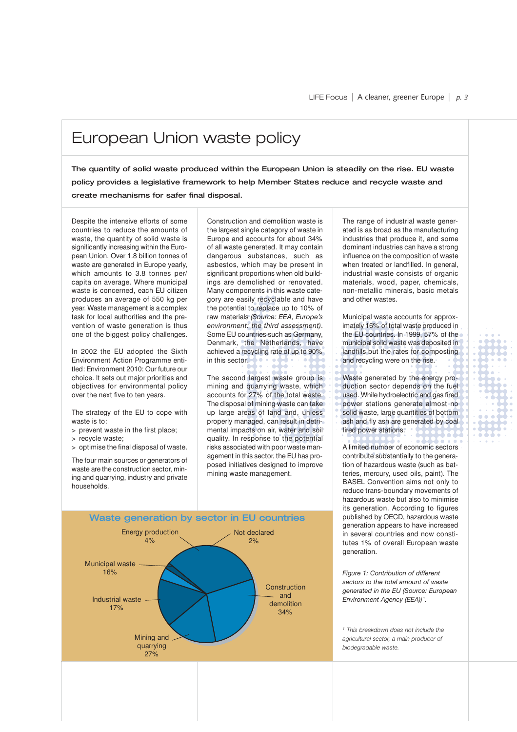# European Union waste policy

**The quantity of solid waste produced within the European Union is steadily on the rise. EU waste policy provides a legislative framework to help Member States reduce and recycle waste and create mechanisms for safer final disposal.**

Despite the intensive efforts of some countries to reduce the amounts of waste, the quantity of solid waste is significantly increasing within the European Union. Over 1.8 billion tonnes of waste are generated in Europe yearly, which amounts to 3.8 tonnes per/capita on average. Where municipal waste is concerned, each EU citizen produces an average of 550 kg per year. Waste management is a complex task for local authorities and the prevention of waste generation is thus one of the biggest policy challenges.

In 2002 the EU adopted the Sixth Environment Action Programme entitled: Environment 2010: Our future our choice. It sets out major priorities and objectives for environmental policy over the next five to ten years.

The strategy of the EU to cope with waste is to:

> prevent waste in the first place;
> recycle waste;
> optimise the final disposal of waste.

The four main sources or generators of waste are the construction sector, mining and quarrying, industry and private households.

Construction and demolition waste is the largest single category of waste in Europe and accounts for about 34% of all waste generated. It may contain dangerous substances, such as asbestos, which may be present in significant proportions when old buildings are demolished or renovated. Many components in this waste category are easily recyclable and have the potential to replace up to 10% of raw materials *(Source: EEA, Europe's environment: the third assessment)*. Some EU countries such as Germany, Denmark, the Netherlands, have achieved a recycling rate of up to 90% in this sector.

The second largest waste group is mining and quarrying waste, which accounts for 27% of the total waste. The disposal of mining waste can take up large areas of land and, unless properly managed, can result in detrimental impacts on air, water and soil quality. In response to the potential risks associated with poor waste management in this sector, the EU has proposed initiatives designed to improve mining waste management.

The range of industrial waste generated is as broad as the manufacturing industries that produce it, and some dominant industries can have a strong influence on the composition of waste when treated or landfilled. In general, industrial waste consists of organic materials, wood, paper, chemicals, non-metallic minerals, basic metals and other wastes.

Municipal waste accounts for approximately 16% of total waste produced in the EU countries. In 1999, 57% of the municipal solid waste was deposited in landfills but the rates for composting and recycling were on the rise.

Waste generated by the energy production sector depends on the fuel used. While hydroelectric and gas fired power stations generate almost no solid waste, large quantities of bottom ash and fly ash are generated by coal fired power stations.

A limited number of economic sectors contribute substantially to the generation of hazardous waste (such as batteries, mercury, used oils, paint). The BASEL Convention aims not only to reduce trans-boundary movements of hazardous waste but also to minimise its generation. According to figures published by OECD, hazardous waste generation appears to have increased in several countries and now constitutes 1% of overall European waste generation.

**Waste generation by sector in EU countries**

| Sector | Share |
|---|---|
| Construction and demolition | 34% |
| Mining and quarrying | 27% |
| Industrial waste | 17% |
| Municipal waste | 16% |
| Energy production | 4% |
| Not declared | 2% |

*Figure 1: Contribution of different sectors to the total amount of waste generated in the EU (Source: European Environment Agency (EEA))* [1].

[1] *This breakdown does not include the agricultural sector, a main producer of biodegradable waste.*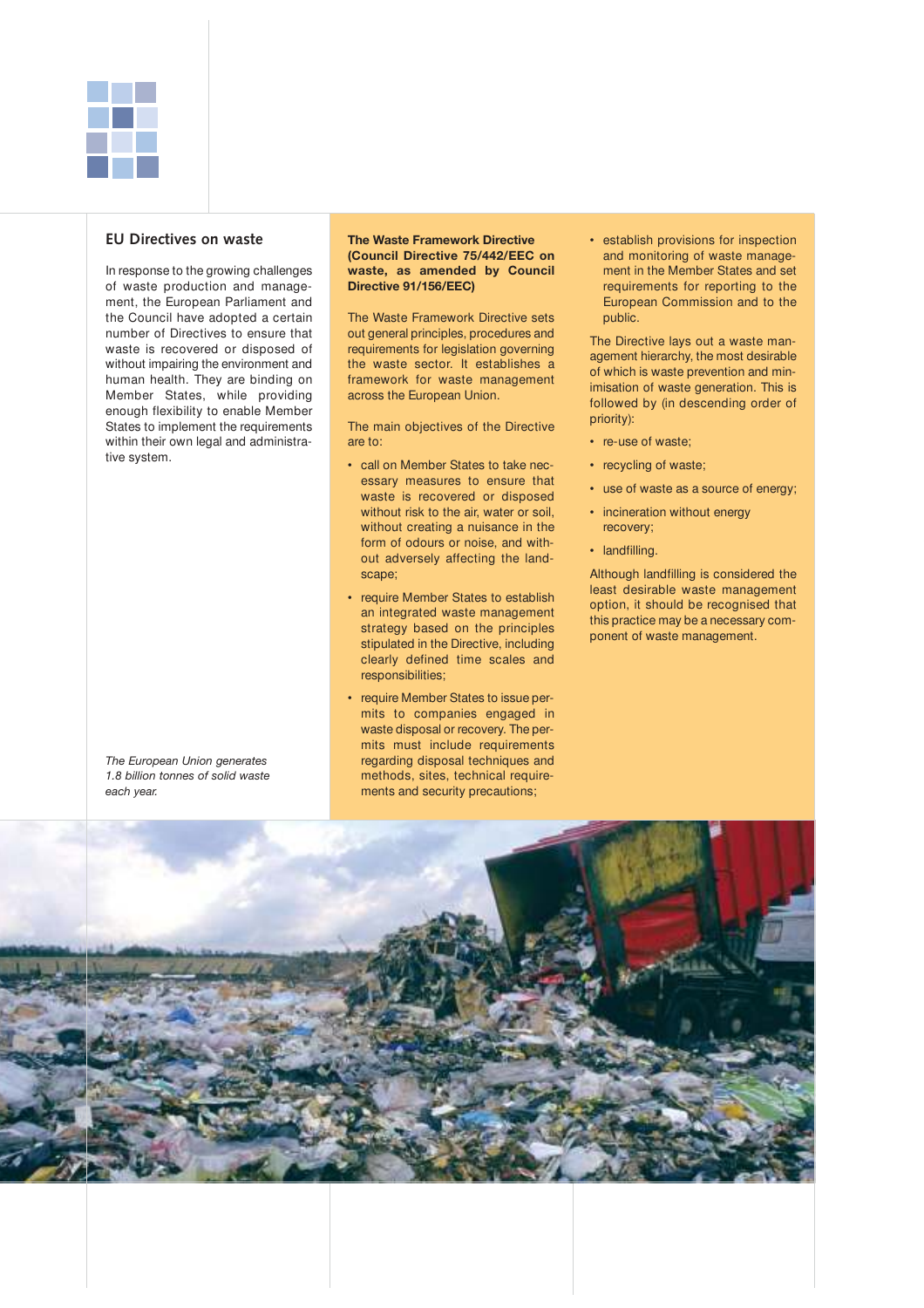## EU Directives on waste

In response to the growing challenges of waste production and management, the European Parliament and the Council have adopted a certain number of Directives to ensure that waste is recovered or disposed of without impairing the environment and human health. They are binding on Member States, while providing enough flexibility to enable Member States to implement the requirements within their own legal and administrative system.

*The European Union generates 1.8 billion tonnes of solid waste each year.*

### The Waste Framework Directive (Council Directive 75/442/EEC on waste, as amended by Council Directive 91/156/EEC)

The Waste Framework Directive sets out general principles, procedures and requirements for legislation governing the waste sector. It establishes a framework for waste management across the European Union.

The main objectives of the Directive are to:

- call on Member States to take necessary measures to ensure that waste is recovered or disposed without risk to the air, water or soil, without creating a nuisance in the form of odours or noise, and without adversely affecting the landscape;
- require Member States to establish an integrated waste management strategy based on the principles stipulated in the Directive, including clearly defined time scales and responsibilities;
- require Member States to issue permits to companies engaged in waste disposal or recovery. The permits must include requirements regarding disposal techniques and methods, sites, technical requirements and security precautions;
- establish provisions for inspection and monitoring of waste management in the Member States and set requirements for reporting to the European Commission and to the public.

The Directive lays out a waste management hierarchy, the most desirable of which is waste prevention and minimisation of waste generation. This is followed by (in descending order of priority):

- re-use of waste;
- recycling of waste;
- use of waste as a source of energy;
- incineration without energy recovery;
- landfilling.

Although landfilling is considered the least desirable waste management option, it should be recognised that this practice may be a necessary component of waste management.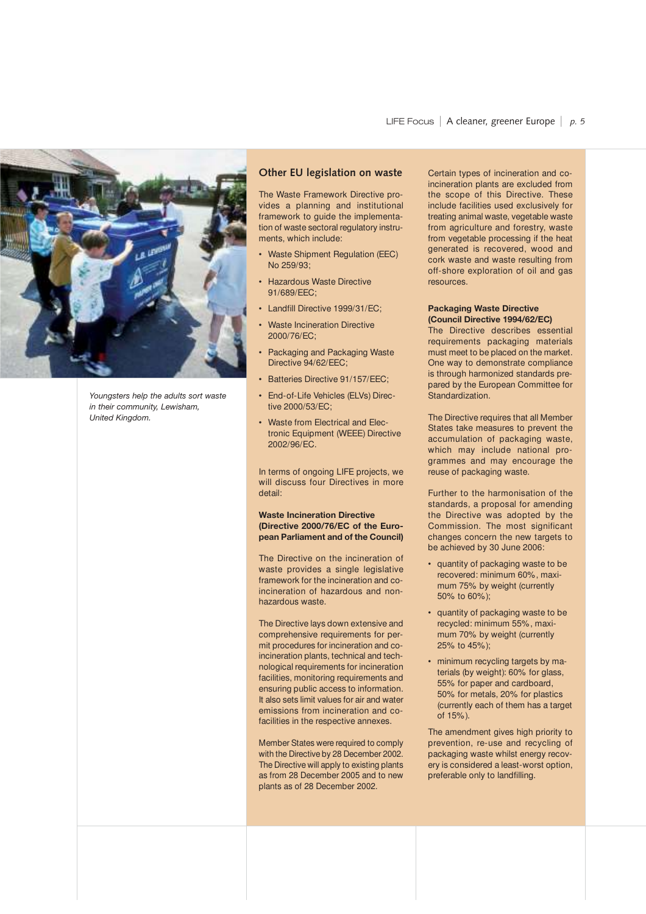*Youngsters help the adults sort waste in their community, Lewisham, United Kingdom.*

## Other EU legislation on waste

The Waste Framework Directive provides a planning and institutional framework to guide the implementation of waste sectoral regulatory instruments, which include:

- Waste Shipment Regulation (EEC) No 259/93;
- Hazardous Waste Directive 91/689/EEC;
- Landfill Directive 1999/31/EC;
- Waste Incineration Directive 2000/76/EC;
- Packaging and Packaging Waste Directive 94/62/EEC;
- Batteries Directive 91/157/EEC;
- End-of-Life Vehicles (ELVs) Directive 2000/53/EC;
- Waste from Electrical and Electronic Equipment (WEEE) Directive 2002/96/EC.

In terms of ongoing LIFE projects, we will discuss four Directives in more detail:

**Waste Incineration Directive (Directive 2000/76/EC of the European Parliament and of the Council)**

The Directive on the incineration of waste provides a single legislative framework for the incineration and co-incineration of hazardous and non-hazardous waste.

The Directive lays down extensive and comprehensive requirements for permit procedures for incineration and co-incineration plants, technical and technological requirements for incineration facilities, monitoring requirements and ensuring public access to information. It also sets limit values for air and water emissions from incineration and co-facilities in the respective annexes.

Member States were required to comply with the Directive by 28 December 2002. The Directive will apply to existing plants as from 28 December 2005 and to new plants as of 28 December 2002.

Certain types of incineration and co-incineration plants are excluded from the scope of this Directive. These include facilities used exclusively for treating animal waste, vegetable waste from agriculture and forestry, waste from vegetable processing if the heat generated is recovered, wood and cork waste and waste resulting from off-shore exploration of oil and gas resources.

**Packaging Waste Directive (Council Directive 1994/62/EC)**

The Directive describes essential requirements packaging materials must meet to be placed on the market. One way to demonstrate compliance is through harmonized standards prepared by the European Committee for Standardization.

The Directive requires that all Member States take measures to prevent the accumulation of packaging waste, which may include national programmes and may encourage the reuse of packaging waste.

Further to the harmonisation of the standards, a proposal for amending the Directive was adopted by the Commission. The most significant changes concern the new targets to be achieved by 30 June 2006:

- quantity of packaging waste to be recovered: minimum 60%, maximum 75% by weight (currently 50% to 60%);
- quantity of packaging waste to be recycled: minimum 55%, maximum 70% by weight (currently 25% to 45%);
- minimum recycling targets by materials (by weight): 60% for glass, 55% for paper and cardboard, 50% for metals, 20% for plastics (currently each of them has a target of 15%).

The amendment gives high priority to prevention, re-use and recycling of packaging waste whilst energy recovery is considered a least-worst option, preferable only to landfilling.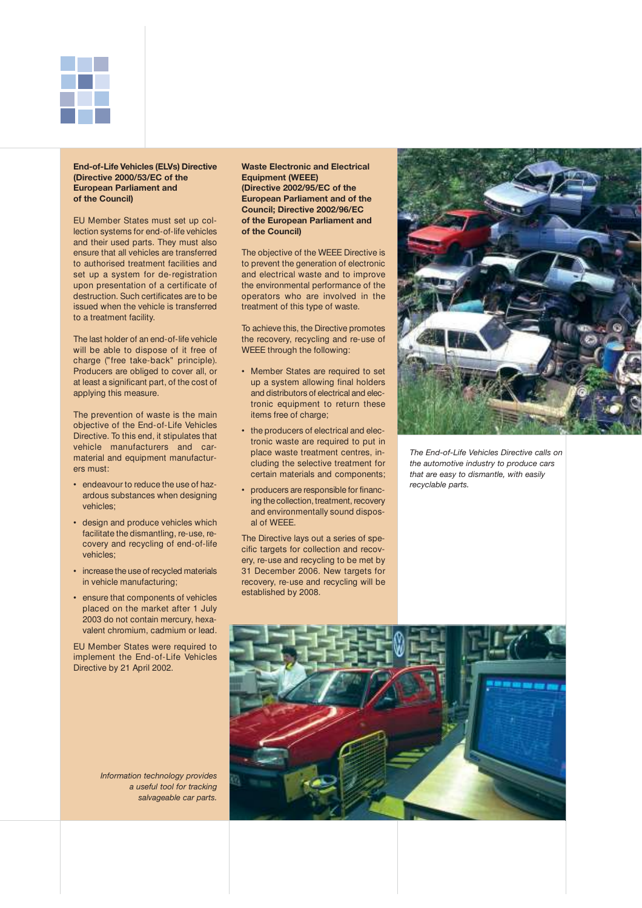## End-of-Life Vehicles (ELVs) Directive (Directive 2000/53/EC of the European Parliament and of the Council)

EU Member States must set up collection systems for end-of-life vehicles and their used parts. They must also ensure that all vehicles are transferred to authorised treatment facilities and set up a system for de-registration upon presentation of a certificate of destruction. Such certificates are to be issued when the vehicle is transferred to a treatment facility.

The last holder of an end-of-life vehicle will be able to dispose of it free of charge ("free take-back" principle). Producers are obliged to cover all, or at least a significant part, of the cost of applying this measure.

The prevention of waste is the main objective of the End-of-Life Vehicles Directive. To this end, it stipulates that vehicle manufacturers and car-material and equipment manufacturers must:

- endeavour to reduce the use of hazardous substances when designing vehicles;
- design and produce vehicles which facilitate the dismantling, re-use, recovery and recycling of end-of-life vehicles;
- increase the use of recycled materials in vehicle manufacturing;
- ensure that components of vehicles placed on the market after 1 July 2003 do not contain mercury, hexavalent chromium, cadmium or lead.

EU Member States were required to implement the End-of-Life Vehicles Directive by 21 April 2002.

*Information technology provides a useful tool for tracking salvageable car parts.*

## Waste Electronic and Electrical Equipment (WEEE) (Directive 2002/95/EC of the European Parliament and of the Council; Directive 2002/96/EC of the European Parliament and of the Council)

The objective of the WEEE Directive is to prevent the generation of electronic and electrical waste and to improve the environmental performance of the operators who are involved in the treatment of this type of waste.

To achieve this, the Directive promotes the recovery, recycling and re-use of WEEE through the following:

- Member States are required to set up a system allowing final holders and distributors of electrical and electronic equipment to return these items free of charge;
- the producers of electrical and electronic waste are required to put in place waste treatment centres, including the selective treatment for certain materials and components;
- producers are responsible for financing the collection, treatment, recovery and environmentally sound disposal of WEEE.

The Directive lays out a series of specific targets for collection and recovery, re-use and recycling to be met by 31 December 2006. New targets for recovery, re-use and recycling will be established by 2008.

*The End-of-Life Vehicles Directive calls on the automotive industry to produce cars that are easy to dismantle, with easily recyclable parts.*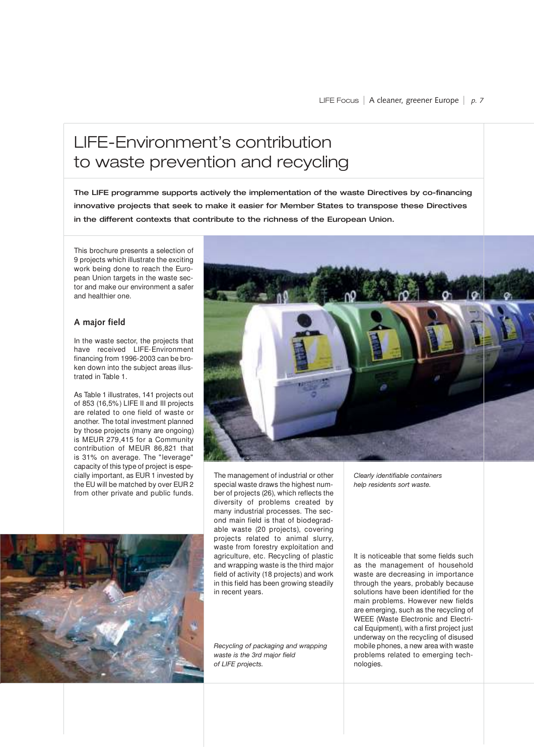# LIFE-Environment's contribution to waste prevention and recycling

**The LIFE programme supports actively the implementation of the waste Directives by co-financing innovative projects that seek to make it easier for Member States to transpose these Directives in the different contexts that contribute to the richness of the European Union.**

This brochure presents a selection of 9 projects which illustrate the exciting work being done to reach the European Union targets in the waste sector and make our environment a safer and healthier one.

## A major field

In the waste sector, the projects that have received LIFE-Environment financing from 1996-2003 can be broken down into the subject areas illustrated in Table 1.

As Table 1 illustrates, 141 projects out of 853 (16,5%) LIFE II and III projects are related to one field of waste or another. The total investment planned by those projects (many are ongoing) is MEUR 279,415 for a Community contribution of MEUR 86,821 that is 31% on average. The "leverage" capacity of this type of project is especially important, as EUR 1 invested by the EU will be matched by over EUR 2 from other private and public funds.

The management of industrial or other special waste draws the highest number of projects (26), which reflects the diversity of problems created by many industrial processes. The second main field is that of biodegradable waste (20 projects), covering projects related to animal slurry, waste from forestry exploitation and agriculture, etc. Recycling of plastic and wrapping waste is the third major field of activity (18 projects) and work in this field has been growing steadily in recent years.

*Recycling of packaging and wrapping waste is the 3rd major field of LIFE projects.*

*Clearly identifiable containers help residents sort waste.*

It is noticeable that some fields such as the management of household waste are decreasing in importance through the years, probably because solutions have been identified for the main problems. However new fields are emerging, such as the recycling of WEEE (Waste Electronic and Electrical Equipment), with a first project just underway on the recycling of disused mobile phones, a new area with waste problems related to emerging technologies.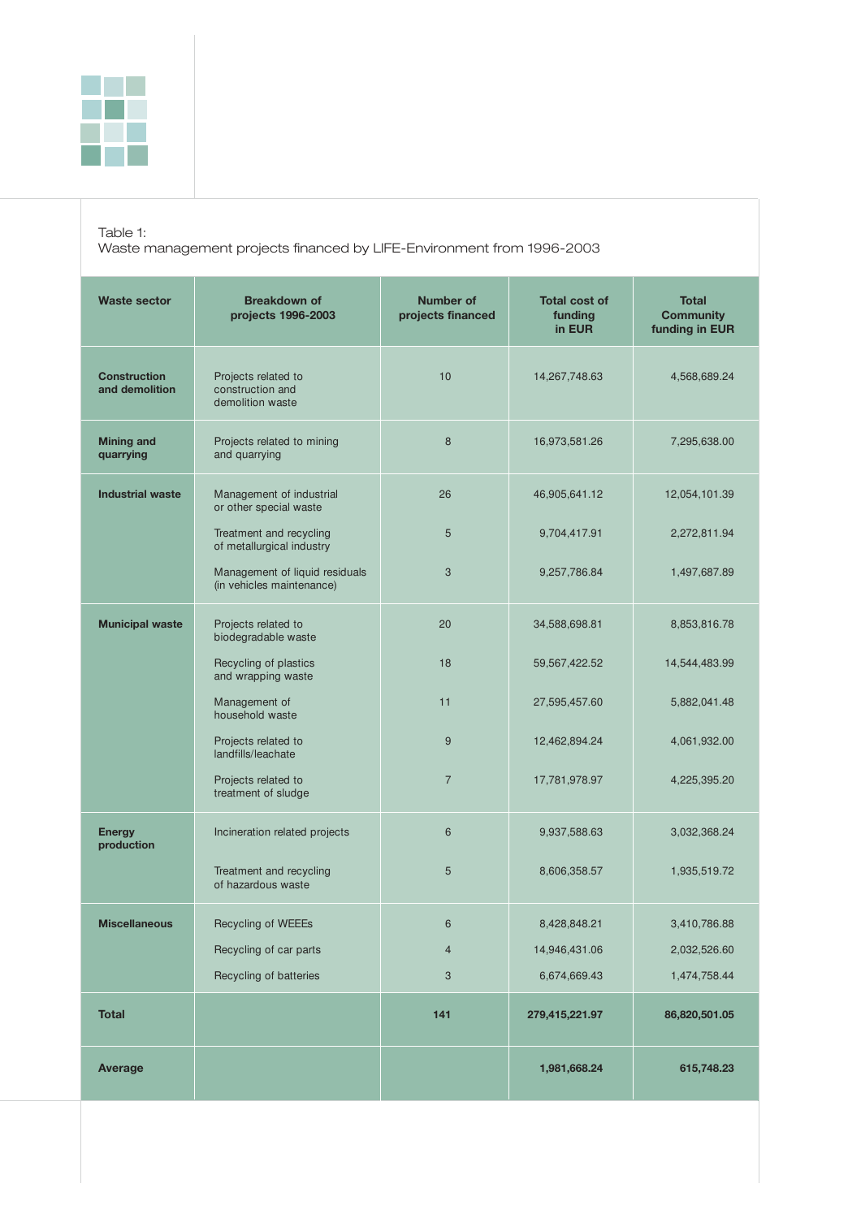Table 1:
Waste management projects financed by LIFE-Environment from 1996-2003

| Waste sector | Breakdown of projects 1996-2003 | Number of projects financed | Total cost of funding in EUR | Total Community funding in EUR |
|---|---|---|---|---|
| **Construction and demolition** | Projects related to construction and demolition waste | 10 | 14,267,748.63 | 4,568,689.24 |
| **Mining and quarrying** | Projects related to mining and quarrying | 8 | 16,973,581.26 | 7,295,638.00 |
| **Industrial waste** | Management of industrial or other special waste | 26 | 46,905,641.12 | 12,054,101.39 |
| | Treatment and recycling of metallurgical industry | 5 | 9,704,417.91 | 2,272,811.94 |
| | Management of liquid residuals (in vehicles maintenance) | 3 | 9,257,786.84 | 1,497,687.89 |
| **Municipal waste** | Projects related to biodegradable waste | 20 | 34,588,698.81 | 8,853,816.78 |
| | Recycling of plastics and wrapping waste | 18 | 59,567,422.52 | 14,544,483.99 |
| | Management of household waste | 11 | 27,595,457.60 | 5,882,041.48 |
| | Projects related to landfills/leachate | 9 | 12,462,894.24 | 4,061,932.00 |
| | Projects related to treatment of sludge | 7 | 17,781,978.97 | 4,225,395.20 |
| **Energy production** | Incineration related projects | 6 | 9,937,588.63 | 3,032,368.24 |
| | Treatment and recycling of hazardous waste | 5 | 8,606,358.57 | 1,935,519.72 |
| **Miscellaneous** | Recycling of WEEEs | 6 | 8,428,848.21 | 3,410,786.88 |
| | Recycling of car parts | 4 | 14,946,431.06 | 2,032,526.60 |
| | Recycling of batteries | 3 | 6,674,669.43 | 1,474,758.44 |
| **Total** | | **141** | **279,415,221.97** | **86,820,501.05** |
| **Average** | | | **1,981,668.24** | **615,748.23** |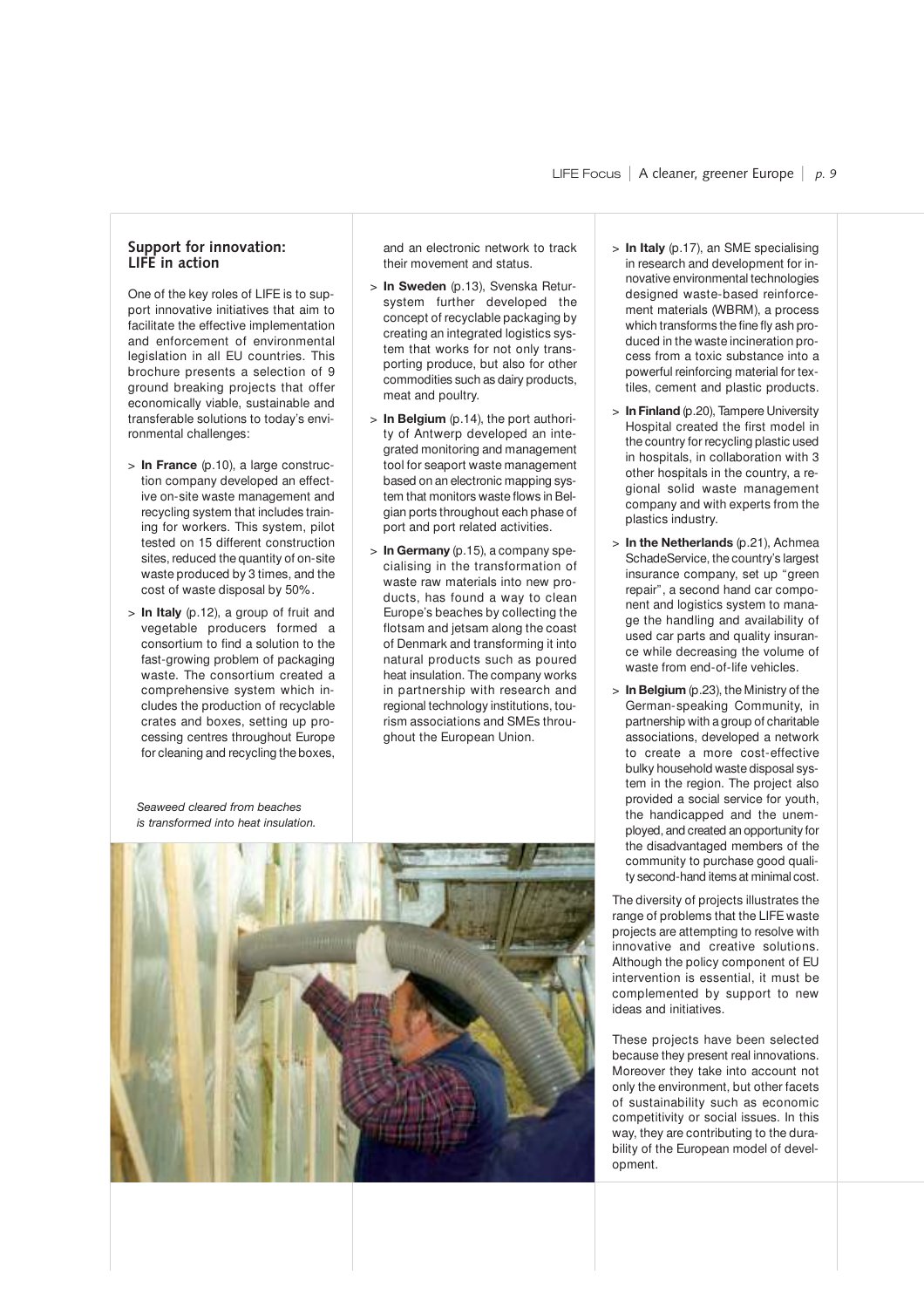## Support for innovation: LIFE in action

One of the key roles of LIFE is to support innovative initiatives that aim to facilitate the effective implementation and enforcement of environmental legislation in all EU countries. This brochure presents a selection of 9 ground breaking projects that offer economically viable, sustainable and transferable solutions to today's environmental challenges:

> **In France** (p.10), a large construction company developed an effective on-site waste management and recycling system that includes training for workers. This system, pilot tested on 15 different construction sites, reduced the quantity of on-site waste produced by 3 times, and the cost of waste disposal by 50%.

> **In Italy** (p.12), a group of fruit and vegetable producers formed a consortium to find a solution to the fast-growing problem of packaging waste. The consortium created a comprehensive system which includes the production of recyclable crates and boxes, setting up processing centres throughout Europe for cleaning and recycling the boxes, and an electronic network to track their movement and status.

> **In Sweden** (p.13), Svenska Retursystem further developed the concept of recyclable packaging by creating an integrated logistics system that works for not only transporting produce, but also for other commodities such as dairy products, meat and poultry.

> **In Belgium** (p.14), the port authority of Antwerp developed an integrated monitoring and management tool for seaport waste management based on an electronic mapping system that monitors waste flows in Belgian ports throughout each phase of port and port related activities.

> **In Germany** (p.15), a company specialising in the transformation of waste raw materials into new products, has found a way to clean Europe's beaches by collecting the flotsam and jetsam along the coast of Denmark and transforming it into natural products such as poured heat insulation. The company works in partnership with research and regional technology institutions, tourism associations and SMEs throughout the European Union.

*Seaweed cleared from beaches is transformed into heat insulation.*

> **In Italy** (p.17), an SME specialising in research and development for innovative environmental technologies designed waste-based reinforcement materials (WBRM), a process which transforms the fine fly ash produced in the waste incineration process from a toxic substance into a powerful reinforcing material for textiles, cement and plastic products.

> **In Finland** (p.20), Tampere University Hospital created the first model in the country for recycling plastic used in hospitals, in collaboration with 3 other hospitals in the country, a regional solid waste management company and with experts from the plastics industry.

> **In the Netherlands** (p.21), Achmea SchadeService, the country's largest insurance company, set up "green repair", a second hand car component and logistics system to manage the handling and availability of used car parts and quality insurance while decreasing the volume of waste from end-of-life vehicles.

> **In Belgium** (p.23), the Ministry of the German-speaking Community, in partnership with a group of charitable associations, developed a network to create a more cost-effective bulky household waste disposal system in the region. The project also provided a social service for youth, the handicapped and the unemployed, and created an opportunity for the disadvantaged members of the community to purchase good quality second-hand items at minimal cost.

The diversity of projects illustrates the range of problems that the LIFE waste projects are attempting to resolve with innovative and creative solutions. Although the policy component of EU intervention is essential, it must be complemented by support to new ideas and initiatives.

These projects have been selected because they present real innovations. Moreover they take into account not only the environment, but other facets of sustainability such as economic competitivity or social issues. In this way, they are contributing to the durability of the European model of development.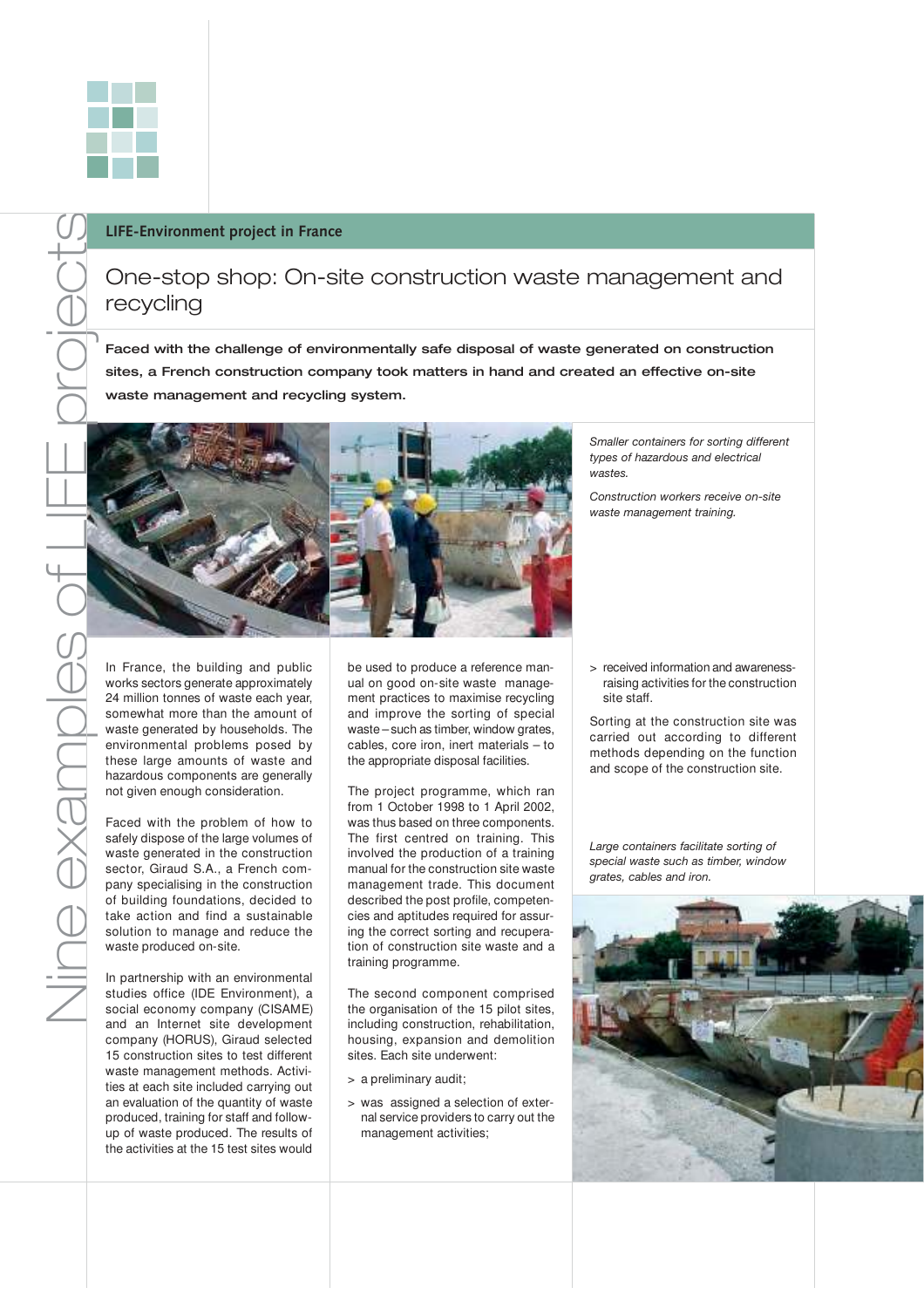**LIFE-Environment project in France**

# One-stop shop: On-site construction waste management and recycling

**Faced with the challenge of environmentally safe disposal of waste generated on construction sites, a French construction company took matters in hand and created an effective on-site waste management and recycling system.**

*Smaller containers for sorting different types of hazardous and electrical wastes.*

*Construction workers receive on-site waste management training.*

In France, the building and public works sectors generate approximately 24 million tonnes of waste each year, somewhat more than the amount of waste generated by households. The environmental problems posed by these large amounts of waste and hazardous components are generally not given enough consideration.

Faced with the problem of how to safely dispose of the large volumes of waste generated in the construction sector, Giraud S.A., a French company specialising in the construction of building foundations, decided to take action and find a sustainable solution to manage and reduce the waste produced on-site.

In partnership with an environmental studies office (IDE Environment), a social economy company (CISAME) and an Internet site development company (HORUS), Giraud selected 15 construction sites to test different waste management methods. Activities at each site included carrying out an evaluation of the quantity of waste produced, training for staff and follow-up of waste produced. The results of the activities at the 15 test sites would be used to produce a reference manual on good on-site waste management practices to maximise recycling and improve the sorting of special waste – such as timber, window grates, cables, core iron, inert materials – to the appropriate disposal facilities.

The project programme, which ran from 1 October 1998 to 1 April 2002, was thus based on three components. The first centred on training. This involved the production of a training manual for the construction site waste management trade. This document described the post profile, competencies and aptitudes required for assuring the correct sorting and recuperation of construction site waste and a training programme.

The second component comprised the organisation of the 15 pilot sites, including construction, rehabilitation, housing, expansion and demolition sites. Each site underwent:

> a preliminary audit;

> was assigned a selection of external service providers to carry out the management activities;

> received information and awareness-raising activities for the construction site staff.

Sorting at the construction site was carried out according to different methods depending on the function and scope of the construction site.

*Large containers facilitate sorting of special waste such as timber, window grates, cables and iron.*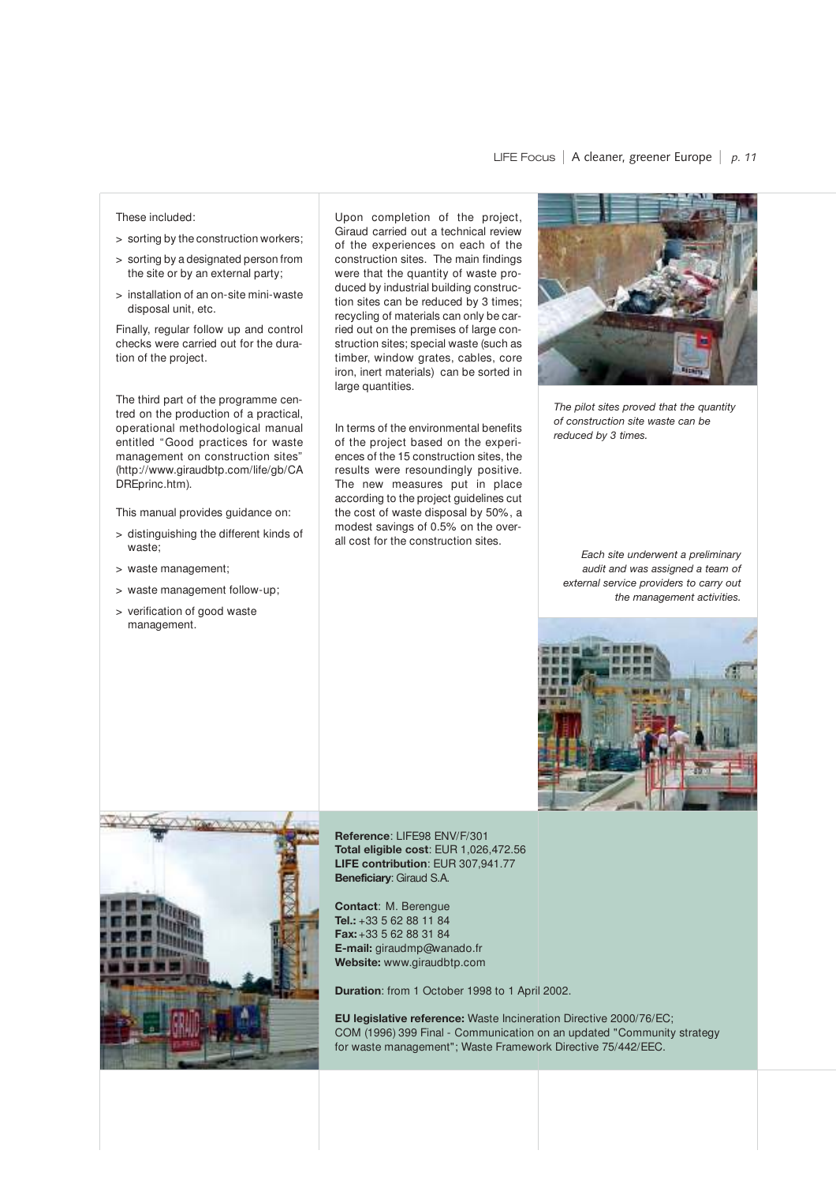These included:

- > sorting by the construction workers;
- > sorting by a designated person from the site or by an external party;
- > installation of an on-site mini-waste disposal unit, etc.

Finally, regular follow up and control checks were carried out for the duration of the project.

The third part of the programme centred on the production of a practical, operational methodological manual entitled "Good practices for waste management on construction sites" (http://www.giraudbtp.com/life/gb/CADREprinc.htm).

This manual provides guidance on:

- > distinguishing the different kinds of waste;
- > waste management;
- > waste management follow-up;
- > verification of good waste management.

Upon completion of the project, Giraud carried out a technical review of the experiences on each of the construction sites. The main findings were that the quantity of waste produced by industrial building construction sites can be reduced by 3 times; recycling of materials can only be carried out on the premises of large construction sites; special waste (such as timber, window grates, cables, core iron, inert materials) can be sorted in large quantities.

In terms of the environmental benefits of the project based on the experiences of the 15 construction sites, the results were resoundingly positive. The new measures put in place according to the project guidelines cut the cost of waste disposal by 50%, a modest savings of 0.5% on the overall cost for the construction sites.

*The pilot sites proved that the quantity of construction site waste can be reduced by 3 times.*

*Each site underwent a preliminary audit and was assigned a team of external service providers to carry out the management activities.*

**Reference**: LIFE98 ENV/F/301
**Total eligible cost**: EUR 1,026,472.56
**LIFE contribution**: EUR 307,941.77
**Beneficiary**: Giraud S.A.

**Contact**: M. Berengue
**Tel.:** +33 5 62 88 11 84
**Fax:** +33 5 62 88 31 84
**E-mail:** giraudmp@wanado.fr
**Website:** www.giraudbtp.com

**Duration**: from 1 October 1998 to 1 April 2002.

**EU legislative reference:** Waste Incineration Directive 2000/76/EC; COM (1996) 399 Final - Communication on an updated "Community strategy for waste management"; Waste Framework Directive 75/442/EEC.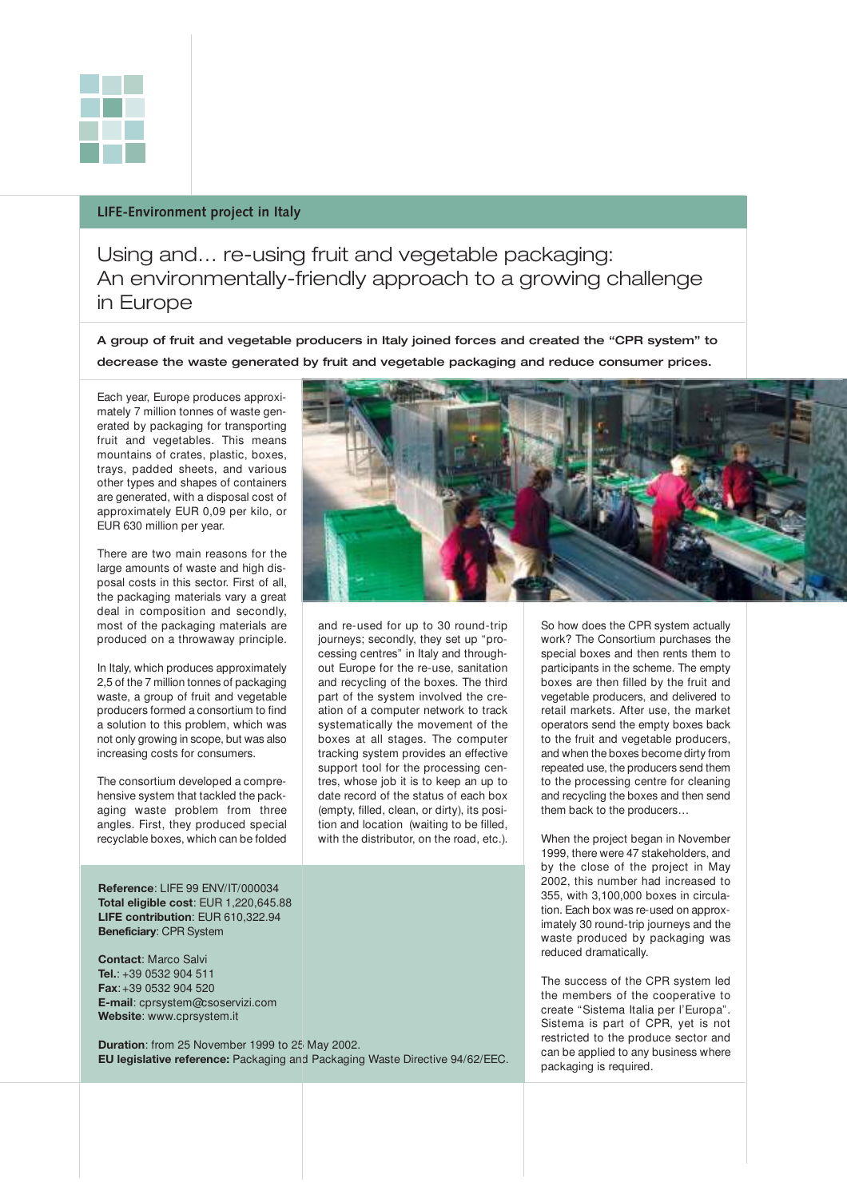**LIFE-Environment project in Italy**

# Using and… re-using fruit and vegetable packaging: An environmentally-friendly approach to a growing challenge in Europe

**A group of fruit and vegetable producers in Italy joined forces and created the "CPR system" to decrease the waste generated by fruit and vegetable packaging and reduce consumer prices.**

Each year, Europe produces approximately 7 million tonnes of waste generated by packaging for transporting fruit and vegetables. This means mountains of crates, plastic, boxes, trays, padded sheets, and various other types and shapes of containers are generated, with a disposal cost of approximately EUR 0,09 per kilo, or EUR 630 million per year.

There are two main reasons for the large amounts of waste and high disposal costs in this sector. First of all, the packaging materials vary a great deal in composition and secondly, most of the packaging materials are produced on a throwaway principle.

In Italy, which produces approximately 2,5 of the 7 million tonnes of packaging waste, a group of fruit and vegetable producers formed a consortium to find a solution to this problem, which was not only growing in scope, but was also increasing costs for consumers.

The consortium developed a comprehensive system that tackled the packaging waste problem from three angles. First, they produced special recyclable boxes, which can be folded and re-used for up to 30 round-trip journeys; secondly, they set up "processing centres" in Italy and throughout Europe for the re-use, sanitation and recycling of the boxes. The third part of the system involved the creation of a computer network to track systematically the movement of the boxes at all stages. The computer tracking system provides an effective support tool for the processing centres, whose job it is to keep an up to date record of the status of each box (empty, filled, clean, or dirty), its position and location (waiting to be filled, with the distributor, on the road, etc.).

So how does the CPR system actually work? The Consortium purchases the special boxes and then rents them to participants in the scheme. The empty boxes are then filled by the fruit and vegetable producers, and delivered to retail markets. After use, the market operators send the empty boxes back to the fruit and vegetable producers, and when the boxes become dirty from repeated use, the producers send them to the processing centre for cleaning and recycling the boxes and then send them back to the producers…

When the project began in November 1999, there were 47 stakeholders, and by the close of the project in May 2002, this number had increased to 355, with 3,100,000 boxes in circulation. Each box was re-used on approximately 30 round-trip journeys and the waste produced by packaging was reduced dramatically.

The success of the CPR system led the members of the cooperative to create "Sistema Italia per l'Europa". Sistema is part of CPR, yet is not restricted to the produce sector and can be applied to any business where packaging is required.

**Reference**: LIFE 99 ENV/IT/000034
**Total eligible cost**: EUR 1,220,645.88
**LIFE contribution**: EUR 610,322.94
**Beneficiary**: CPR System

**Contact**: Marco Salvi
**Tel.**: +39 0532 904 511
**Fax**: +39 0532 904 520
**E-mail**: cprsystem@csoservizi.com
**Website**: www.cprsystem.it

**Duration**: from 25 November 1999 to 25 May 2002.
**EU legislative reference:** Packaging and Packaging Waste Directive 94/62/EEC.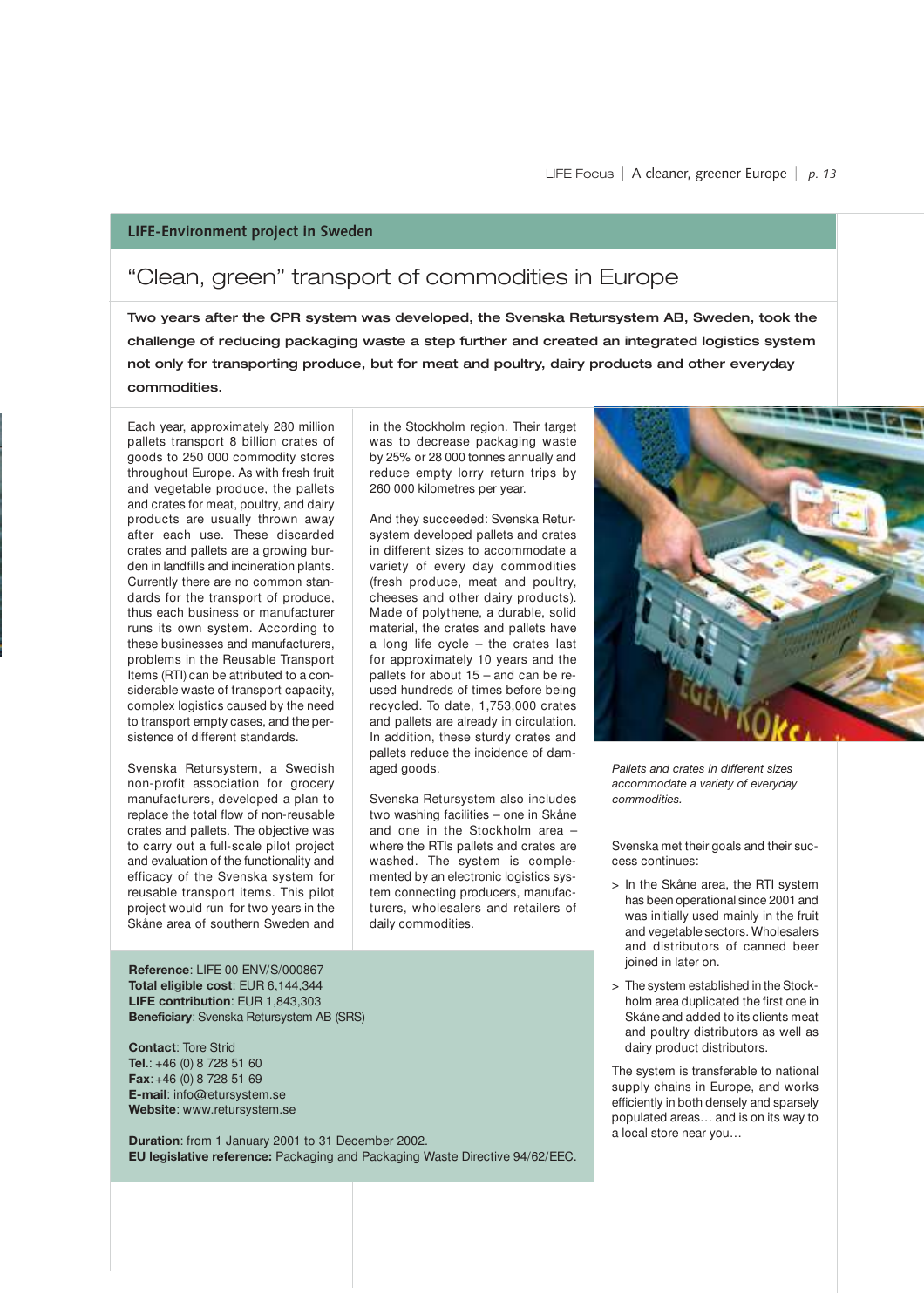**LIFE-Environment project in Sweden**

# "Clean, green" transport of commodities in Europe

**Two years after the CPR system was developed, the Svenska Retursystem AB, Sweden, took the challenge of reducing packaging waste a step further and created an integrated logistics system not only for transporting produce, but for meat and poultry, dairy products and other everyday commodities.**

Each year, approximately 280 million pallets transport 8 billion crates of goods to 250 000 commodity stores throughout Europe. As with fresh fruit and vegetable produce, the pallets and crates for meat, poultry, and dairy products are usually thrown away after each use. These discarded crates and pallets are a growing burden in landfills and incineration plants. Currently there are no common standards for the transport of produce, thus each business or manufacturer runs its own system. According to these businesses and manufacturers, problems in the Reusable Transport Items (RTI) can be attributed to a considerable waste of transport capacity, complex logistics caused by the need to transport empty cases, and the persistence of different standards.

Svenska Retursystem, a Swedish non-profit association for grocery manufacturers, developed a plan to replace the total flow of non-reusable crates and pallets. The objective was to carry out a full-scale pilot project and evaluation of the functionality and efficacy of the Svenska system for reusable transport items. This pilot project would run for two years in the Skåne area of southern Sweden and in the Stockholm region. Their target was to decrease packaging waste by 25% or 28 000 tonnes annually and reduce empty lorry return trips by 260 000 kilometres per year.

And they succeeded: Svenska Retursystem developed pallets and crates in different sizes to accommodate a variety of every day commodities (fresh produce, meat and poultry, cheeses and other dairy products). Made of polythene, a durable, solid material, the crates and pallets have a long life cycle – the crates last for approximately 10 years and the pallets for about 15 – and can be reused hundreds of times before being recycled. To date, 1,753,000 crates and pallets are already in circulation. In addition, these sturdy crates and pallets reduce the incidence of damaged goods.

Svenska Retursystem also includes two washing facilities – one in Skåne and one in the Stockholm area – where the RTIs pallets and crates are washed. The system is complemented by an electronic logistics system connecting producers, manufacturers, wholesalers and retailers of daily commodities.

*Pallets and crates in different sizes accommodate a variety of everyday commodities.*

Svenska met their goals and their success continues:

- In the Skåne area, the RTI system has been operational since 2001 and was initially used mainly in the fruit and vegetable sectors. Wholesalers and distributors of canned beer joined in later on.
- The system established in the Stockholm area duplicated the first one in Skåne and added to its clients meat and poultry distributors as well as dairy product distributors.

The system is transferable to national supply chains in Europe, and works efficiently in both densely and sparsely populated areas… and is on its way to a local store near you…

**Reference**: LIFE 00 ENV/S/000867
**Total eligible cost**: EUR 6,144,344
**LIFE contribution**: EUR 1,843,303
**Beneficiary**: Svenska Retursystem AB (SRS)

**Contact**: Tore Strid
**Tel.**: +46 (0) 8 728 51 60
**Fax**: +46 (0) 8 728 51 69
**E-mail**: info@retursystem.se
**Website**: www.retursystem.se

**Duration**: from 1 January 2001 to 31 December 2002.
**EU legislative reference:** Packaging and Packaging Waste Directive 94/62/EEC.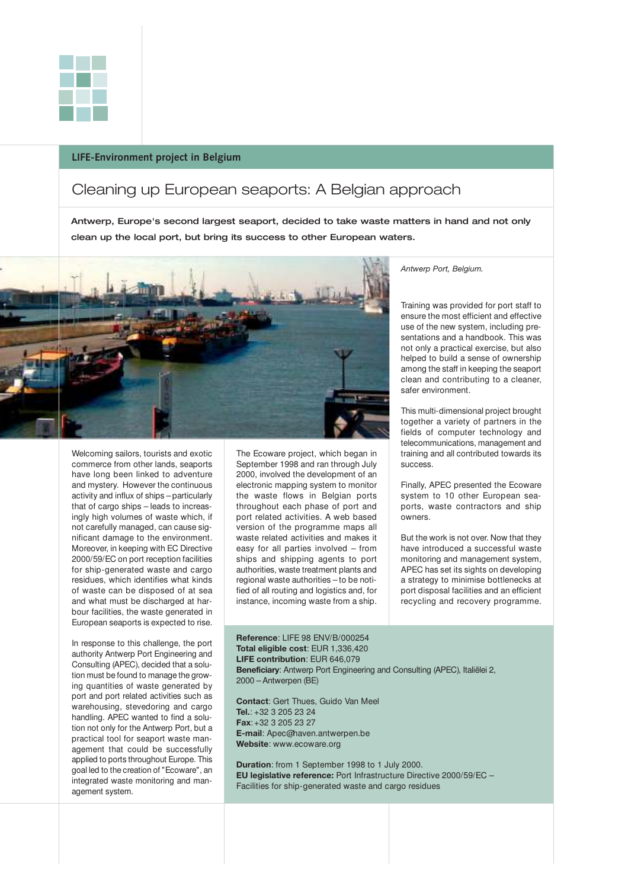**LIFE-Environment project in Belgium**

# Cleaning up European seaports: A Belgian approach

**Antwerp, Europe's second largest seaport, decided to take waste matters in hand and not only clean up the local port, but bring its success to other European waters.**

*Antwerp Port, Belgium.*

Welcoming sailors, tourists and exotic commerce from other lands, seaports have long been linked to adventure and mystery. However the continuous activity and influx of ships – particularly that of cargo ships – leads to increasingly high volumes of waste which, if not carefully managed, can cause significant damage to the environment. Moreover, in keeping with EC Directive 2000/59/EC on port reception facilities for ship-generated waste and cargo residues, which identifies what kinds of waste can be disposed of at sea and what must be discharged at harbour facilities, the waste generated in European seaports is expected to rise.

In response to this challenge, the port authority Antwerp Port Engineering and Consulting (APEC), decided that a solution must be found to manage the growing quantities of waste generated by port and port related activities such as warehousing, stevedoring and cargo handling. APEC wanted to find a solution not only for the Antwerp Port, but a practical tool for seaport waste management that could be successfully applied to ports throughout Europe. This goal led to the creation of "Ecoware", an integrated waste monitoring and management system.

The Ecoware project, which began in September 1998 and ran through July 2000, involved the development of an electronic mapping system to monitor the waste flows in Belgian ports throughout each phase of port and port related activities. A web based version of the programme maps all waste related activities and makes it easy for all parties involved – from ships and shipping agents to port authorities, waste treatment plants and regional waste authorities – to be notified of all routing and logistics and, for instance, incoming waste from a ship.

Training was provided for port staff to ensure the most efficient and effective use of the new system, including presentations and a handbook. This was not only a practical exercise, but also helped to build a sense of ownership among the staff in keeping the seaport clean and contributing to a cleaner, safer environment.

This multi-dimensional project brought together a variety of partners in the fields of computer technology and telecommunications, management and training and all contributed towards its success.

Finally, APEC presented the Ecoware system to 10 other European seaports, waste contractors and ship owners.

But the work is not over. Now that they have introduced a successful waste monitoring and management system, APEC has set its sights on developing a strategy to minimise bottlenecks at port disposal facilities and an efficient recycling and recovery programme.

**Reference**: LIFE 98 ENV/B/000254
**Total eligible cost**: EUR 1,336,420
**LIFE contribution**: EUR 646,079
**Beneficiary**: Antwerp Port Engineering and Consulting (APEC), Italiëlei 2, 2000 – Antwerpen (BE)

**Contact**: Gert Thues, Guido Van Meel
**Tel.**: +32 3 205 23 24
**Fax**: +32 3 205 23 27
**E-mail**: Apec@haven.antwerpen.be
**Website**: www.ecoware.org

**Duration**: from 1 September 1998 to 1 July 2000.
**EU legislative reference:** Port Infrastructure Directive 2000/59/EC – Facilities for ship-generated waste and cargo residues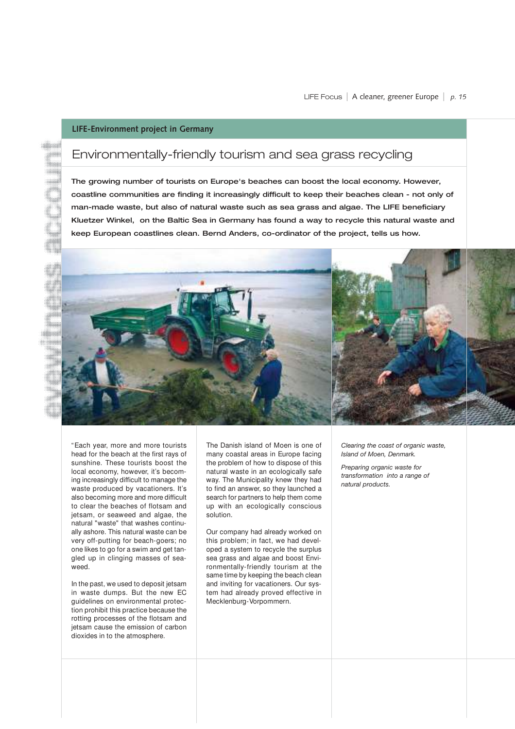**LIFE-Environment project in Germany**

## Environmentally-friendly tourism and sea grass recycling

**The growing number of tourists on Europe's beaches can boost the local economy. However, coastline communities are finding it increasingly difficult to keep their beaches clean - not only of man-made waste, but also of natural waste such as sea grass and algae. The LIFE beneficiary Kluetzer Winkel, on the Baltic Sea in Germany has found a way to recycle this natural waste and keep European coastlines clean. Bernd Anders, co-ordinator of the project, tells us how.**

*Clearing the coast of organic waste, Island of Moen, Denmark.*

*Preparing organic waste for transformation into a range of natural products.*

"Each year, more and more tourists head for the beach at the first rays of sunshine. These tourists boost the local economy, however, it's becoming increasingly difficult to manage the waste produced by vacationers. It's also becoming more and more difficult to clear the beaches of flotsam and jetsam, or seaweed and algae, the natural "waste" that washes continually ashore. This natural waste can be very off-putting for beach-goers; no one likes to go for a swim and get tangled up in clinging masses of seaweed.

In the past, we used to deposit jetsam in waste dumps. But the new EC guidelines on environmental protection prohibit this practice because the rotting processes of the flotsam and jetsam cause the emission of carbon dioxides in to the atmosphere.

The Danish island of Moen is one of many coastal areas in Europe facing the problem of how to dispose of this natural waste in an ecologically safe way. The Municipality knew they had to find an answer, so they launched a search for partners to help them come up with an ecologically conscious solution.

Our company had already worked on this problem; in fact, we had developed a system to recycle the surplus sea grass and algae and boost Environmentally-friendly tourism at the same time by keeping the beach clean and inviting for vacationers. Our system had already proved effective in Mecklenburg-Vorpommern.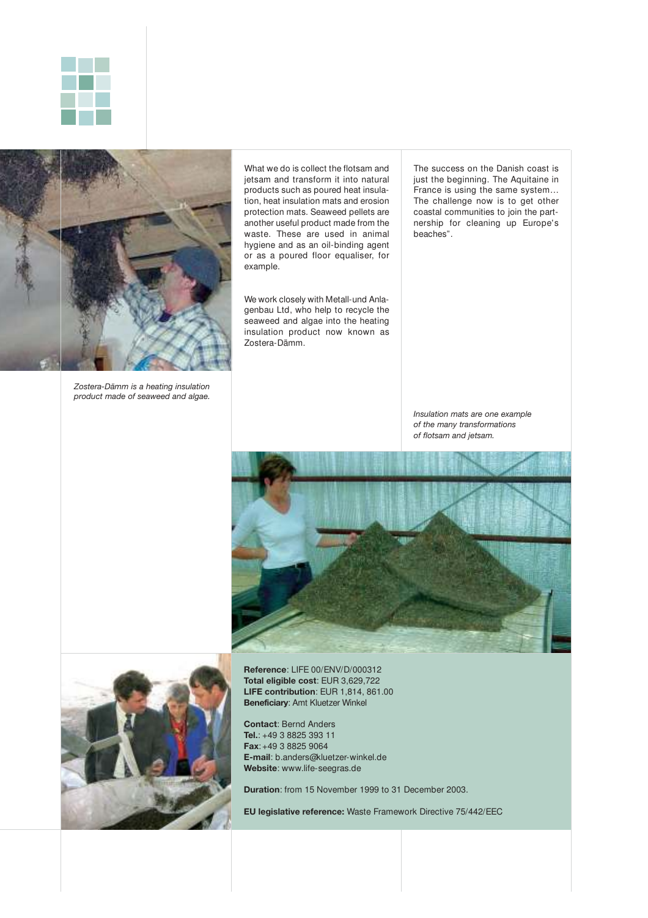*Zostera-Dämm is a heating insulation product made of seaweed and algae.*

What we do is collect the flotsam and jetsam and transform it into natural products such as poured heat insulation, heat insulation mats and erosion protection mats. Seaweed pellets are another useful product made from the waste. These are used in animal hygiene and as an oil-binding agent or as a poured floor equaliser, for example.

We work closely with Metall-und Anlagenbau Ltd, who help to recycle the seaweed and algae into the heating insulation product now known as Zostera-Dämm.

The success on the Danish coast is just the beginning. The Aquitaine in France is using the same system… The challenge now is to get other coastal communities to join the partnership for cleaning up Europe's beaches".

*Insulation mats are one example of the many transformations of flotsam and jetsam.*

**Reference**: LIFE 00/ENV/D/000312
**Total eligible cost**: EUR 3,629,722
**LIFE contribution**: EUR 1,814, 861.00
**Beneficiary**: Amt Kluetzer Winkel

**Contact**: Bernd Anders
**Tel.**: +49 3 8825 393 11
**Fax**: +49 3 8825 9064
**E-mail**: b.anders@kluetzer-winkel.de
**Website**: www.life-seegras.de

**Duration**: from 15 November 1999 to 31 December 2003.

**EU legislative reference:** Waste Framework Directive 75/442/EEC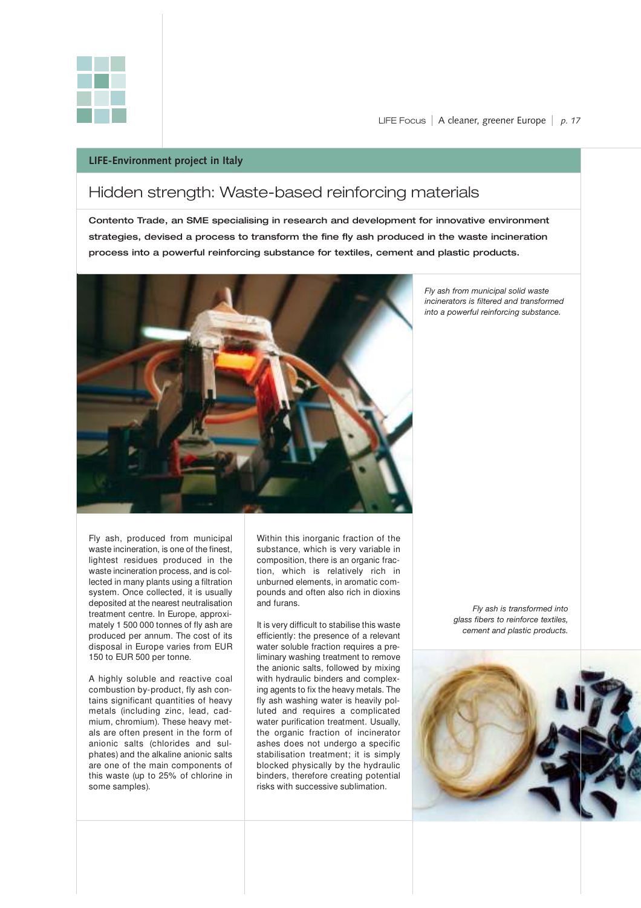LIFE-Environment project in Italy

## Hidden strength: Waste-based reinforcing materials

**Contento Trade, an SME specialising in research and development for innovative environment strategies, devised a process to transform the fine fly ash produced in the waste incineration process into a powerful reinforcing substance for textiles, cement and plastic products.**

*Fly ash from municipal solid waste incinerators is filtered and transformed into a powerful reinforcing substance.*

Fly ash, produced from municipal waste incineration, is one of the finest, lightest residues produced in the waste incineration process, and is collected in many plants using a filtration system. Once collected, it is usually deposited at the nearest neutralisation treatment centre. In Europe, approximately 1 500 000 tonnes of fly ash are produced per annum. The cost of its disposal in Europe varies from EUR 150 to EUR 500 per tonne.

A highly soluble and reactive coal combustion by-product, fly ash contains significant quantities of heavy metals (including zinc, lead, cadmium, chromium). These heavy metals are often present in the form of anionic salts (chlorides and sulphates) and the alkaline anionic salts are one of the main components of this waste (up to 25% of chlorine in some samples).

Within this inorganic fraction of the substance, which is very variable in composition, there is an organic fraction, which is relatively rich in unburned elements, in aromatic compounds and often also rich in dioxins and furans.

It is very difficult to stabilise this waste efficiently: the presence of a relevant water soluble fraction requires a preliminary washing treatment to remove the anionic salts, followed by mixing with hydraulic binders and complexing agents to fix the heavy metals. The fly ash washing water is heavily polluted and requires a complicated water purification treatment. Usually, the organic fraction of incinerator ashes does not undergo a specific stabilisation treatment; it is simply blocked physically by the hydraulic binders, therefore creating potential risks with successive sublimation.

*Fly ash is transformed into glass fibers to reinforce textiles, cement and plastic products.*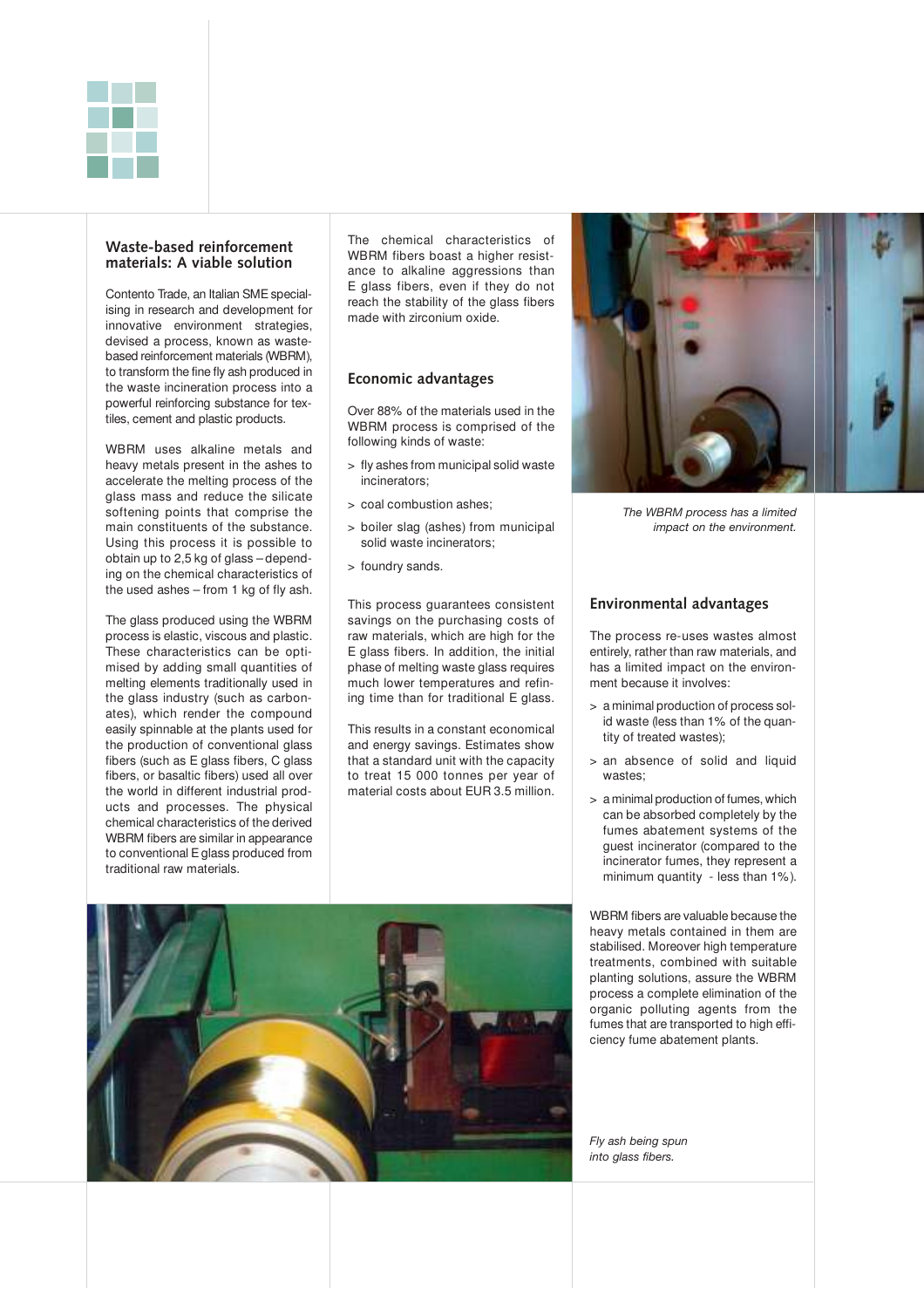## Waste-based reinforcement materials: A viable solution

Contento Trade, an Italian SME specialising in research and development for innovative environment strategies, devised a process, known as waste-based reinforcement materials (WBRM), to transform the fine fly ash produced in the waste incineration process into a powerful reinforcing substance for textiles, cement and plastic products.

WBRM uses alkaline metals and heavy metals present in the ashes to accelerate the melting process of the glass mass and reduce the silicate softening points that comprise the main constituents of the substance. Using this process it is possible to obtain up to 2,5 kg of glass – depending on the chemical characteristics of the used ashes – from 1 kg of fly ash.

The glass produced using the WBRM process is elastic, viscous and plastic. These characteristics can be optimised by adding small quantities of melting elements traditionally used in the glass industry (such as carbonates), which render the compound easily spinnable at the plants used for the production of conventional glass fibers (such as E glass fibers, C glass fibers, or basaltic fibers) used all over the world in different industrial products and processes. The physical chemical characteristics of the derived WBRM fibers are similar in appearance to conventional E glass produced from traditional raw materials.

The chemical characteristics of WBRM fibers boast a higher resistance to alkaline aggressions than E glass fibers, even if they do not reach the stability of the glass fibers made with zirconium oxide.

### Economic advantages

Over 88% of the materials used in the WBRM process is comprised of the following kinds of waste:

- fly ashes from municipal solid waste incinerators;
- coal combustion ashes;
- boiler slag (ashes) from municipal solid waste incinerators;
- foundry sands.

This process guarantees consistent savings on the purchasing costs of raw materials, which are high for the E glass fibers. In addition, the initial phase of melting waste glass requires much lower temperatures and refining time than for traditional E glass.

This results in a constant economical and energy savings. Estimates show that a standard unit with the capacity to treat 15 000 tonnes per year of material costs about EUR 3.5 million.

*The WBRM process has a limited impact on the environment.*

### Environmental advantages

The process re-uses wastes almost entirely, rather than raw materials, and has a limited impact on the environment because it involves:

- a minimal production of process solid waste (less than 1% of the quantity of treated wastes);
- an absence of solid and liquid wastes;
- a minimal production of fumes, which can be absorbed completely by the fumes abatement systems of the guest incinerator (compared to the incinerator fumes, they represent a minimum quantity - less than 1%).

WBRM fibers are valuable because the heavy metals contained in them are stabilised. Moreover high temperature treatments, combined with suitable planting solutions, assure the WBRM process a complete elimination of the organic polluting agents from the fumes that are transported to high efficiency fume abatement plants.

*Fly ash being spun into glass fibers.*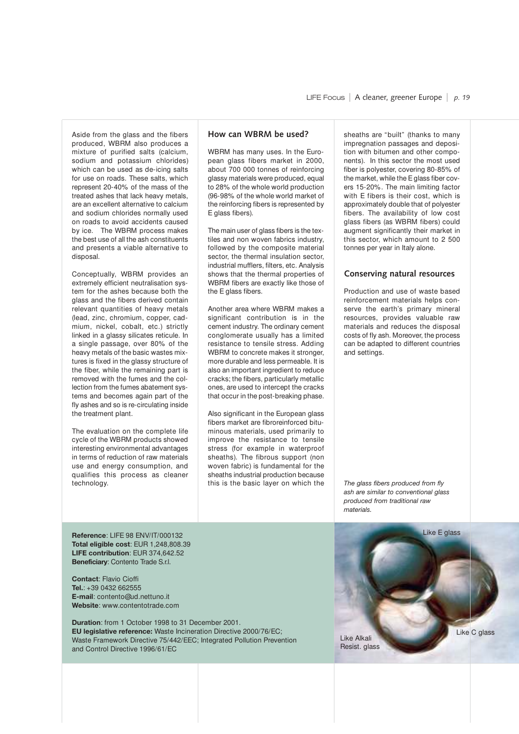Aside from the glass and the fibers produced, WBRM also produces a mixture of purified salts (calcium, sodium and potassium chlorides) which can be used as de-icing salts for use on roads. These salts, which represent 20-40% of the mass of the treated ashes that lack heavy metals, are an excellent alternative to calcium and sodium chlorides normally used on roads to avoid accidents caused by ice. The WBRM process makes the best use of all the ash constituents and presents a viable alternative to disposal.

Conceptually, WBRM provides an extremely efficient neutralisation system for the ashes because both the glass and the fibers derived contain relevant quantities of heavy metals (lead, zinc, chromium, copper, cadmium, nickel, cobalt, etc.) strictly linked in a glassy silicates reticule. In a single passage, over 80% of the heavy metals of the basic wastes mixtures is fixed in the glassy structure of the fiber, while the remaining part is removed with the fumes and the collection from the fumes abatement systems and becomes again part of the fly ashes and so is re-circulating inside the treatment plant.

The evaluation on the complete life cycle of the WBRM products showed interesting environmental advantages in terms of reduction of raw materials use and energy consumption, and qualifies this process as cleaner technology.

## How can WBRM be used?

WBRM has many uses. In the European glass fibers market in 2000, about 700 000 tonnes of reinforcing glassy materials were produced, equal to 28% of the whole world production (96-98% of the whole world market of the reinforcing fibers is represented by E glass fibers).

The main user of glass fibers is the textiles and non woven fabrics industry, followed by the composite material sector, the thermal insulation sector, industrial mufflers, filters, etc. Analysis shows that the thermal properties of WBRM fibers are exactly like those of the E glass fibers.

Another area where WBRM makes a significant contribution is in the cement industry. The ordinary cement conglomerate usually has a limited resistance to tensile stress. Adding WBRM to concrete makes it stronger, more durable and less permeable. It is also an important ingredient to reduce cracks; the fibers, particularly metallic ones, are used to intercept the cracks that occur in the post-breaking phase.

Also significant in the European glass fibers market are fibroreinforced bituminous materials, used primarily to improve the resistance to tensile stress (for example in waterproof sheaths). The fibrous support (non woven fabric) is fundamental for the sheaths industrial production because this is the basic layer on which the sheaths are "built" (thanks to many impregnation passages and deposition with bitumen and other components). In this sector the most used fiber is polyester, covering 80-85% of the market, while the E glass fiber covers 15-20%. The main limiting factor with E fibers is their cost, which is approximately double that of polyester fibers. The availability of low cost glass fibers (as WBRM fibers) could augment significantly their market in this sector, which amount to 2 500 tonnes per year in Italy alone.

## Conserving natural resources

Production and use of waste based reinforcement materials helps conserve the earth's primary mineral resources, provides valuable raw materials and reduces the disposal costs of fly ash. Moreover, the process can be adapted to different countries and settings.

*The glass fibers produced from fly ash are similar to conventional glass produced from traditional raw materials.*

Like E glass

Like C glass

Like Alkali Resist. glass

**Reference**: LIFE 98 ENV/IT/000132
**Total eligible cost**: EUR 1,248,808.39
**LIFE contribution**: EUR 374,642.52
**Beneficiary**: Contento Trade S.r.l.

**Contact**: Flavio Cioffi
**Tel.**: +39 0432 662555
**E-mail**: contento@ud.nettuno.it
**Website**: www.contentotrade.com

**Duration**: from 1 October 1998 to 31 December 2001.
**EU legislative reference:** Waste Incineration Directive 2000/76/EC; Waste Framework Directive 75/442/EEC; Integrated Pollution Prevention and Control Directive 1996/61/EC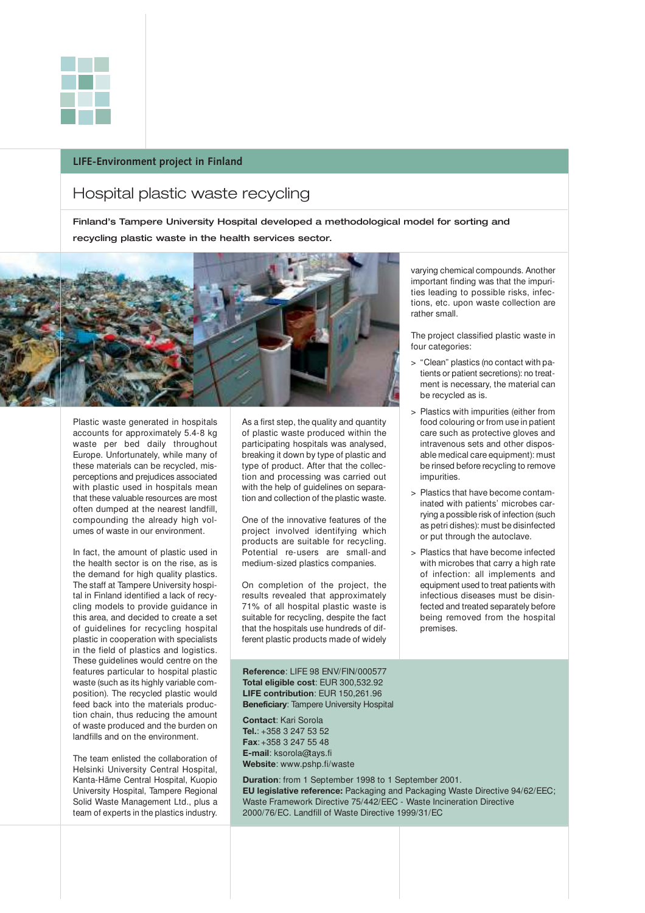LIFE-Environment project in Finland

# Hospital plastic waste recycling

**Finland's Tampere University Hospital developed a methodological model for sorting and recycling plastic waste in the health services sector.**

Plastic waste generated in hospitals accounts for approximately 5.4-8 kg waste per bed daily throughout Europe. Unfortunately, while many of these materials can be recycled, misperceptions and prejudices associated with plastic used in hospitals mean that these valuable resources are most often dumped at the nearest landfill, compounding the already high volumes of waste in our environment.

In fact, the amount of plastic used in the health sector is on the rise, as is the demand for high quality plastics. The staff at Tampere University hospital in Finland identified a lack of recycling models to provide guidance in this area, and decided to create a set of guidelines for recycling hospital plastic in cooperation with specialists in the field of plastics and logistics. These guidelines would centre on the features particular to hospital plastic waste (such as its highly variable composition). The recycled plastic would feed back into the materials production chain, thus reducing the amount of waste produced and the burden on landfills and on the environment.

The team enlisted the collaboration of Helsinki University Central Hospital, Kanta-Häme Central Hospital, Kuopio University Hospital, Tampere Regional Solid Waste Management Ltd., plus a team of experts in the plastics industry.

As a first step, the quality and quantity of plastic waste produced within the participating hospitals was analysed, breaking it down by type of plastic and type of product. After that the collection and processing was carried out with the help of guidelines on separation and collection of the plastic waste.

One of the innovative features of the project involved identifying which products are suitable for recycling. Potential re-users are small-and medium-sized plastics companies.

On completion of the project, the results revealed that approximately 71% of all hospital plastic waste is suitable for recycling, despite the fact that the hospitals use hundreds of different plastic products made of widely varying chemical compounds. Another important finding was that the impurities leading to possible risks, infections, etc. upon waste collection are rather small.

The project classified plastic waste in four categories:

> "Clean" plastics (no contact with patients or patient secretions): no treatment is necessary, the material can be recycled as is.

> Plastics with impurities (either from food colouring or from use in patient care such as protective gloves and intravenous sets and other disposable medical care equipment): must be rinsed before recycling to remove impurities.

> Plastics that have become contaminated with patients' microbes carrying a possible risk of infection (such as petri dishes): must be disinfected or put through the autoclave.

> Plastics that have become infected with microbes that carry a high rate of infection: all implements and equipment used to treat patients with infectious diseases must be disinfected and treated separately before being removed from the hospital premises.

**Reference**: LIFE 98 ENV/FIN/000577
**Total eligible cost**: EUR 300,532.92
**LIFE contribution**: EUR 150,261.96
**Beneficiary**: Tampere University Hospital

**Contact**: Kari Sorola
**Tel.**: +358 3 247 53 52
**Fax**: +358 3 247 55 48
**E-mail**: ksorola@tays.fi
**Website**: www.pshp.fi/waste

**Duration**: from 1 September 1998 to 1 September 2001.
**EU legislative reference:** Packaging and Packaging Waste Directive 94/62/EEC; Waste Framework Directive 75/442/EEC - Waste Incineration Directive 2000/76/EC. Landfill of Waste Directive 1999/31/EC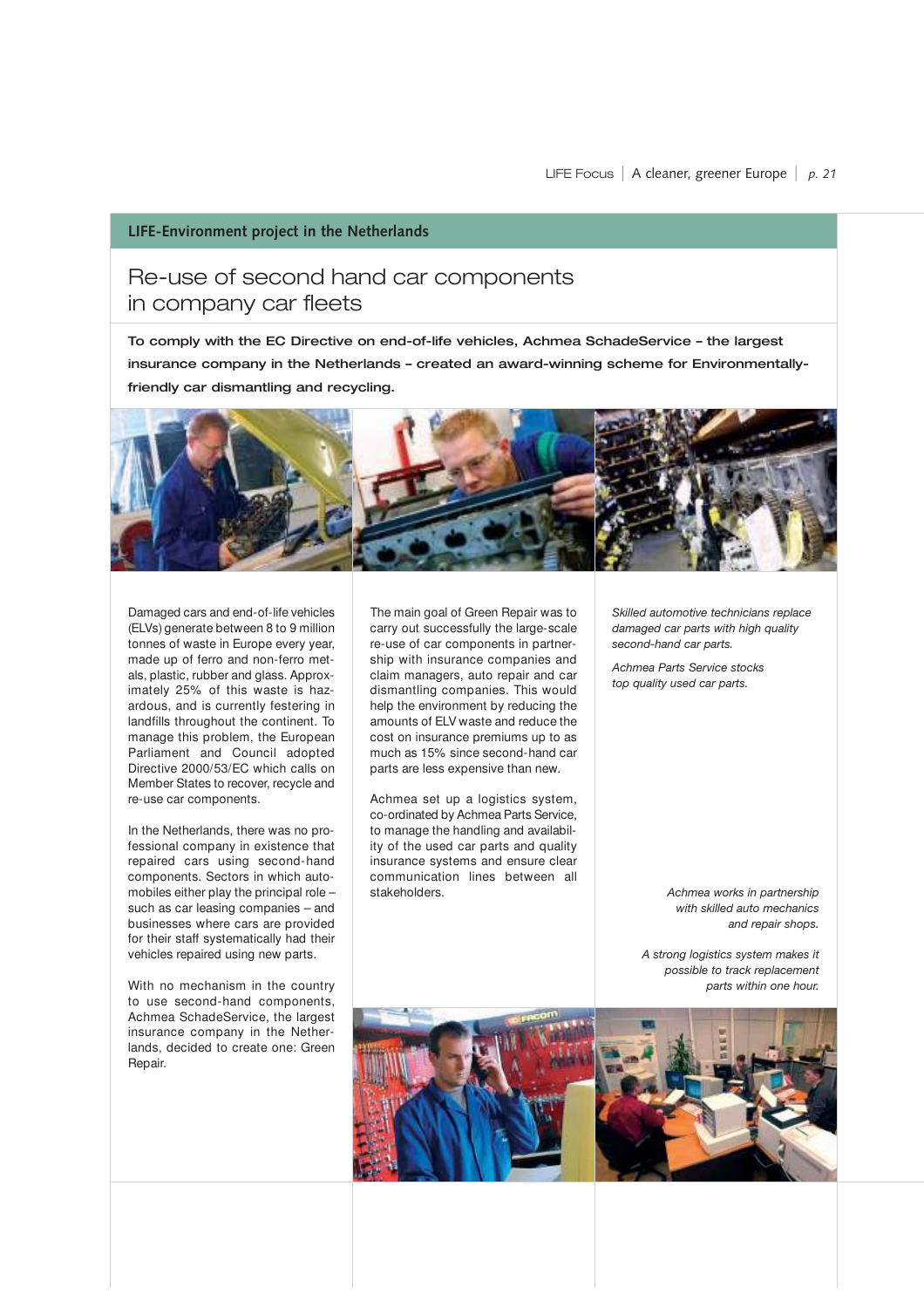**LIFE-Environment project in the Netherlands**

# Re-use of second hand car components in company car fleets

**To comply with the EC Directive on end-of-life vehicles, Achmea SchadeService – the largest insurance company in the Netherlands – created an award-winning scheme for Environmentally-friendly car dismantling and recycling.**

Damaged cars and end-of-life vehicles (ELVs) generate between 8 to 9 million tonnes of waste in Europe every year, made up of ferro and non-ferro metals, plastic, rubber and glass. Approximately 25% of this waste is hazardous, and is currently festering in landfills throughout the continent. To manage this problem, the European Parliament and Council adopted Directive 2000/53/EC which calls on Member States to recover, recycle and re-use car components.

In the Netherlands, there was no professional company in existence that repaired cars using second-hand components. Sectors in which automobiles either play the principal role – such as car leasing companies – and businesses where cars are provided for their staff systematically had their vehicles repaired using new parts.

With no mechanism in the country to use second-hand components, Achmea SchadeService, the largest insurance company in the Netherlands, decided to create one: Green Repair.

The main goal of Green Repair was to carry out successfully the large-scale re-use of car components in partnership with insurance companies and claim managers, auto repair and car dismantling companies. This would help the environment by reducing the amounts of ELV waste and reduce the cost on insurance premiums up to as much as 15% since second-hand car parts are less expensive than new.

Achmea set up a logistics system, co-ordinated by Achmea Parts Service, to manage the handling and availability of the used car parts and quality insurance systems and ensure clear communication lines between all stakeholders.

*Skilled automotive technicians replace damaged car parts with high quality second-hand car parts.*

*Achmea Parts Service stocks top quality used car parts.*

*Achmea works in partnership with skilled auto mechanics and repair shops.*

*A strong logistics system makes it possible to track replacement parts within one hour.*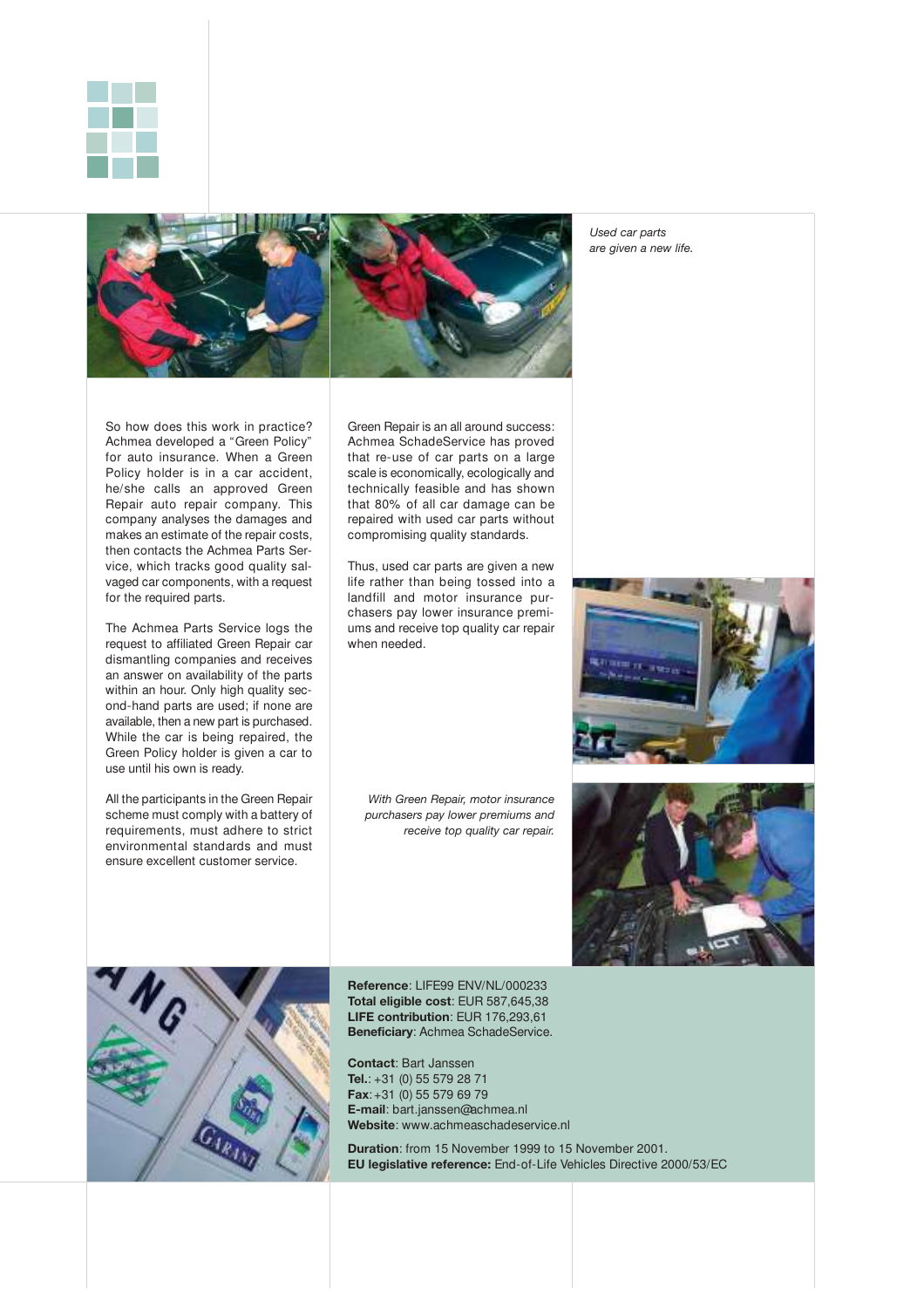*Used car parts are given a new life.*

So how does this work in practice? Achmea developed a "Green Policy" for auto insurance. When a Green Policy holder is in a car accident, he/she calls an approved Green Repair auto repair company. This company analyses the damages and makes an estimate of the repair costs, then contacts the Achmea Parts Service, which tracks good quality salvaged car components, with a request for the required parts.

The Achmea Parts Service logs the request to affiliated Green Repair car dismantling companies and receives an answer on availability of the parts within an hour. Only high quality second-hand parts are used; if none are available, then a new part is purchased. While the car is being repaired, the Green Policy holder is given a car to use until his own is ready.

All the participants in the Green Repair scheme must comply with a battery of requirements, must adhere to strict environmental standards and must ensure excellent customer service.

Green Repair is an all around success: Achmea SchadeService has proved that re-use of car parts on a large scale is economically, ecologically and technically feasible and has shown that 80% of all car damage can be repaired with used car parts without compromising quality standards.

Thus, used car parts are given a new life rather than being tossed into a landfill and motor insurance purchasers pay lower insurance premiums and receive top quality car repair when needed.

*With Green Repair, motor insurance purchasers pay lower premiums and receive top quality car repair.*

**Reference**: LIFE99 ENV/NL/000233
**Total eligible cost**: EUR 587,645,38
**LIFE contribution**: EUR 176,293,61
**Beneficiary**: Achmea SchadeService.

**Contact**: Bart Janssen
**Tel.**: +31 (0) 55 579 28 71
**Fax**: +31 (0) 55 579 69 79
**E-mail**: bart.janssen@achmea.nl
**Website**: www.achmeaschadeservice.nl

**Duration**: from 15 November 1999 to 15 November 2001.
**EU legislative reference:** End-of-Life Vehicles Directive 2000/53/EC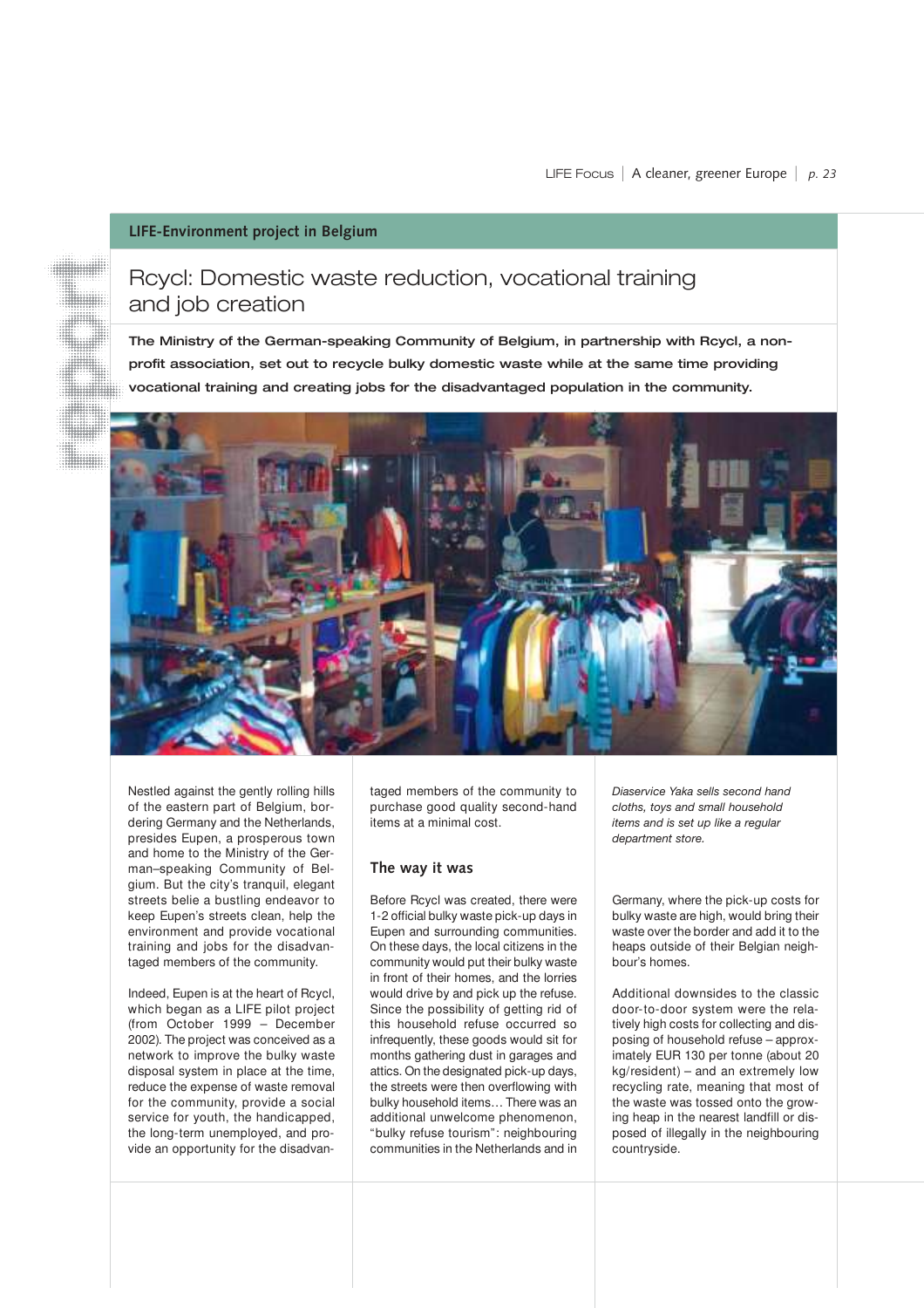**LIFE-Environment project in Belgium**

# Rcycl: Domestic waste reduction, vocational training and job creation

**The Ministry of the German-speaking Community of Belgium, in partnership with Rcycl, a non-profit association, set out to recycle bulky domestic waste while at the same time providing vocational training and creating jobs for the disadvantaged population in the community.**

*Diaservice Yaka sells second hand cloths, toys and small household items and is set up like a regular department store.*

Nestled against the gently rolling hills of the eastern part of Belgium, bordering Germany and the Netherlands, presides Eupen, a prosperous town and home to the Ministry of the German–speaking Community of Belgium. But the city's tranquil, elegant streets belie a bustling endeavor to keep Eupen's streets clean, help the environment and provide vocational training and jobs for the disadvantaged members of the community.

Indeed, Eupen is at the heart of Rcycl, which began as a LIFE pilot project (from October 1999 – December 2002). The project was conceived as a network to improve the bulky waste disposal system in place at the time, reduce the expense of waste removal for the community, provide a social service for youth, the handicapped, the long-term unemployed, and provide an opportunity for the disadvantaged members of the community to purchase good quality second-hand items at a minimal cost.

## The way it was

Before Rcycl was created, there were 1-2 official bulky waste pick-up days in Eupen and surrounding communities. On these days, the local citizens in the community would put their bulky waste in front of their homes, and the lorries would drive by and pick up the refuse. Since the possibility of getting rid of this household refuse occurred so infrequently, these goods would sit for months gathering dust in garages and attics. On the designated pick-up days, the streets were then overflowing with bulky household items… There was an additional unwelcome phenomenon, "bulky refuse tourism": neighbouring communities in the Netherlands and in Germany, where the pick-up costs for bulky waste are high, would bring their waste over the border and add it to the heaps outside of their Belgian neighbour's homes.

Additional downsides to the classic door-to-door system were the relatively high costs for collecting and disposing of household refuse – approximately EUR 130 per tonne (about 20 kg/resident) – and an extremely low recycling rate, meaning that most of the waste was tossed onto the growing heap in the nearest landfill or disposed of illegally in the neighbouring countryside.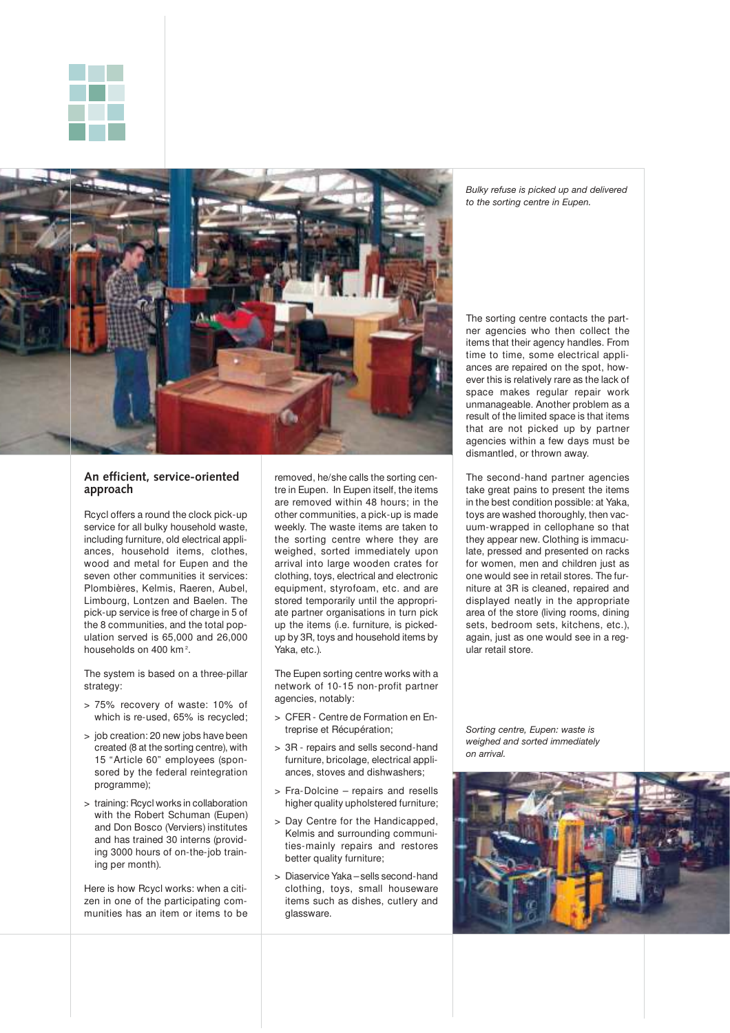*Bulky refuse is picked up and delivered to the sorting centre in Eupen.*

## An efficient, service-oriented approach

Rcycl offers a round the clock pick-up service for all bulky household waste, including furniture, old electrical appliances, household items, clothes, wood and metal for Eupen and the seven other communities it services: Plombières, Kelmis, Raeren, Aubel, Limbourg, Lontzen and Baelen. The pick-up service is free of charge in 5 of the 8 communities, and the total population served is 65,000 and 26,000 households on 400 km$^2$.

The system is based on a three-pillar strategy:

> 75% recovery of waste: 10% of which is re-used, 65% is recycled;

> job creation: 20 new jobs have been created (8 at the sorting centre), with 15 "Article 60" employees (sponsored by the federal reintegration programme);

> training: Rcycl works in collaboration with the Robert Schuman (Eupen) and Don Bosco (Verviers) institutes and has trained 30 interns (providing 3000 hours of on-the-job training per month).

Here is how Rcycl works: when a citizen in one of the participating communities has an item or items to be removed, he/she calls the sorting centre in Eupen. In Eupen itself, the items are removed within 48 hours; in the other communities, a pick-up is made weekly. The waste items are taken to the sorting centre where they are weighed, sorted immediately upon arrival into large wooden crates for clothing, toys, electrical and electronic equipment, styrofoam, etc. and are stored temporarily until the appropriate partner organisations in turn pick up the items (i.e. furniture, is picked-up by 3R, toys and household items by Yaka, etc.).

The Eupen sorting centre works with a network of 10-15 non-profit partner agencies, notably:

> CFER - Centre de Formation en Entreprise et Récupération;

> 3R - repairs and sells second-hand furniture, bricolage, electrical appliances, stoves and dishwashers;

> Fra-Dolcine – repairs and resells higher quality upholstered furniture;

> Day Centre for the Handicapped, Kelmis and surrounding communities-mainly repairs and restores better quality furniture;

> Diaservice Yaka – sells second-hand clothing, toys, small houseware items such as dishes, cutlery and glassware.

The sorting centre contacts the partner agencies who then collect the items that their agency handles. From time to time, some electrical appliances are repaired on the spot, however this is relatively rare as the lack of space makes regular repair work unmanageable. Another problem as a result of the limited space is that items that are not picked up by partner agencies within a few days must be dismantled, or thrown away.

The second-hand partner agencies take great pains to present the items in the best condition possible: at Yaka, toys are washed thoroughly, then vacuum-wrapped in cellophane so that they appear new. Clothing is immaculate, pressed and presented on racks for women, men and children just as one would see in retail stores. The furniture at 3R is cleaned, repaired and displayed neatly in the appropriate area of the store (living rooms, dining sets, bedroom sets, kitchens, etc.), again, just as one would see in a regular retail store.

*Sorting centre, Eupen: waste is weighed and sorted immediately on arrival.*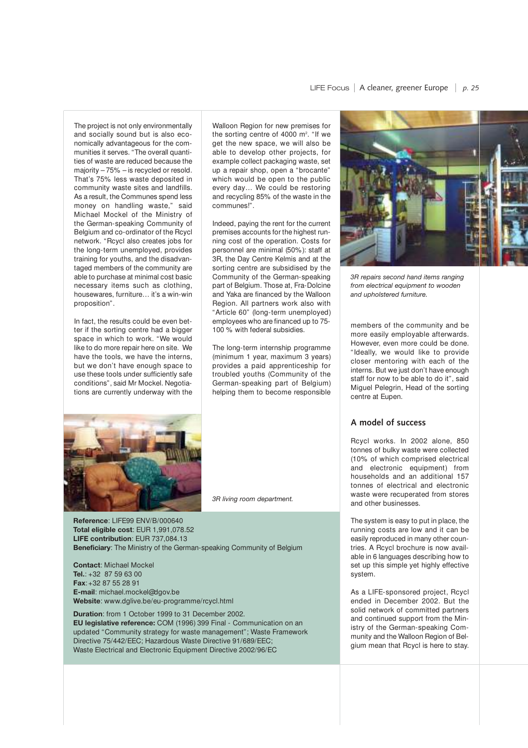The project is not only environmentally and socially sound but is also economically advantageous for the communities it serves. "The overall quantities of waste are reduced because the majority – 75% – is recycled or resold. That's 75% less waste deposited in community waste sites and landfills. As a result, the Communes spend less money on handling waste," said Michael Mockel of the Ministry of the German-speaking Community of Belgium and co-ordinator of the Rcycl network. "Rcycl also creates jobs for the long-term unemployed, provides training for youths, and the disadvantaged members of the community are able to purchase at minimal cost basic necessary items such as clothing, housewares, furniture… it's a win-win proposition".

In fact, the results could be even better if the sorting centre had a bigger space in which to work. "We would like to do more repair here on site. We have the tools, we have the interns, but we don't have enough space to use these tools under sufficiently safe conditions", said Mr Mockel. Negotiations are currently underway with the Walloon Region for new premises for the sorting centre of 4000 m². "If we get the new space, we will also be able to develop other projects, for example collect packaging waste, set up a repair shop, open a "brocante" which would be open to the public every day… We could be restoring and recycling 85% of the waste in the communes!".

Indeed, paying the rent for the current premises accounts for the highest running cost of the operation. Costs for personnel are minimal (50%): staff at 3R, the Day Centre Kelmis and at the sorting centre are subsidised by the Community of the German-speaking part of Belgium. Those at, Fra-Dolcine and Yaka are financed by the Walloon Region. All partners work also with "Article 60" (long-term unemployed) employees who are financed up to 75-100 % with federal subsidies.

The long-term internship programme (minimum 1 year, maximum 3 years) provides a paid apprenticeship for troubled youths (Community of the German-speaking part of Belgium) helping them to become responsible members of the community and be more easily employable afterwards. However, even more could be done. "Ideally, we would like to provide closer mentoring with each of the interns. But we just don't have enough staff for now to be able to do it", said Miguel Pelegrin, Head of the sorting centre at Eupen.

*3R repairs second hand items ranging from electrical equipment to wooden and upholstered furniture.*

*3R living room department.*

## A model of success

Rcycl works. In 2002 alone, 850 tonnes of bulky waste were collected (10% of which comprised electrical and electronic equipment) from households and an additional 157 tonnes of electrical and electronic waste were recuperated from stores and other businesses.

The system is easy to put in place, the running costs are low and it can be easily reproduced in many other countries. A Rcycl brochure is now available in 6 languages describing how to set up this simple yet highly effective system.

As a LIFE-sponsored project, Rcycl ended in December 2002. But the solid network of committed partners and continued support from the Ministry of the German-speaking Community and the Walloon Region of Belgium mean that Rcycl is here to stay.

**Reference**: LIFE99 ENV/B/000640
**Total eligible cost**: EUR 1,991,078.52
**LIFE contribution**: EUR 737,084.13
**Beneficiary**: The Ministry of the German-speaking Community of Belgium

**Contact**: Michael Mockel
**Tel.**: +32 87 59 63 00
**Fax**: +32 87 55 28 91
**E-mail**: michael.mockel@dgov.be
**Website**: www.dglive.be/eu-programme/rcycl.html

**Duration**: from 1 October 1999 to 31 December 2002.
**EU legislative reference:** COM (1996) 399 Final - Communication on an updated "Community strategy for waste management"; Waste Framework Directive 75/442/EEC; Hazardous Waste Directive 91/689/EEC; Waste Electrical and Electronic Equipment Directive 2002/96/EC